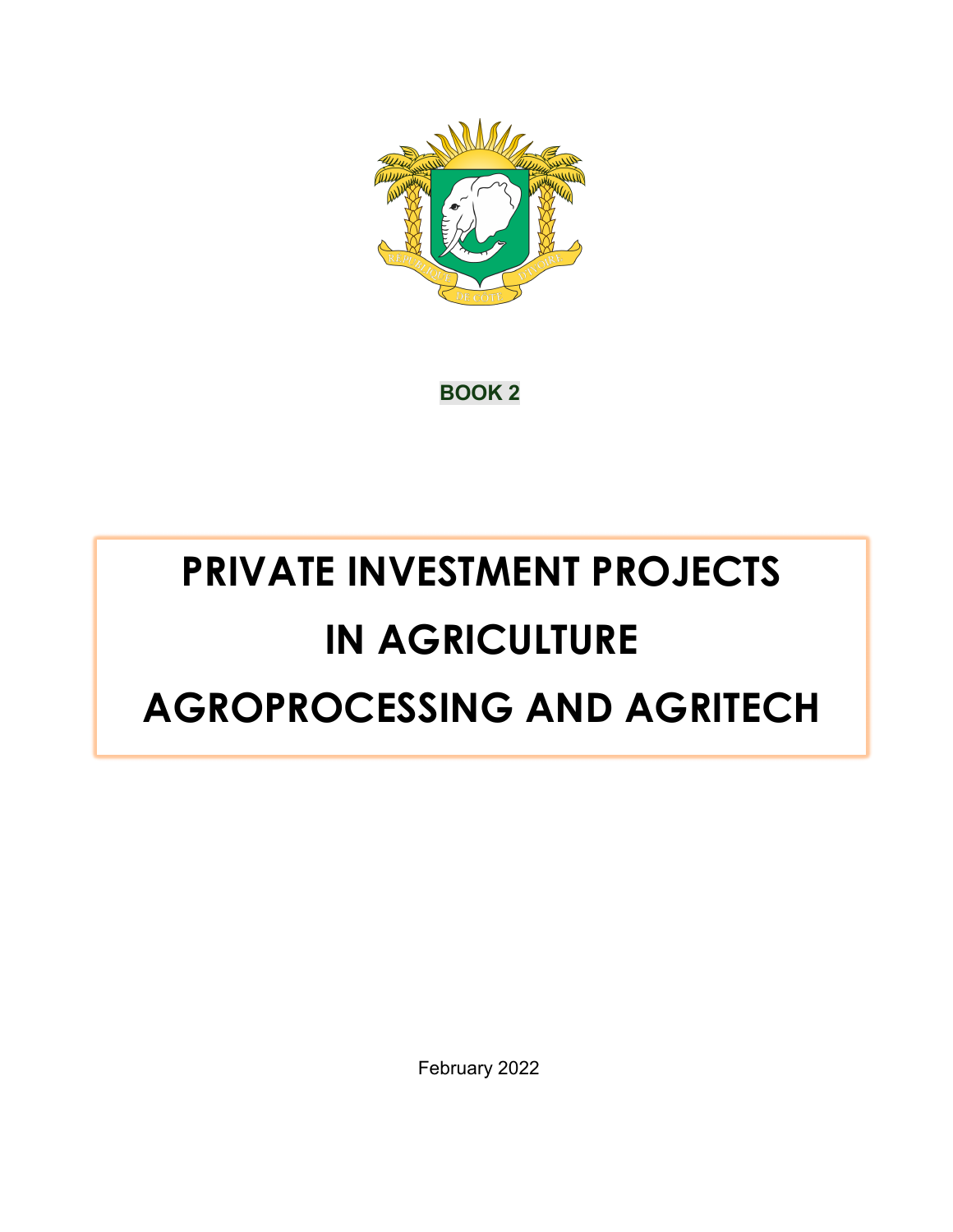**BOOK 2**

# PRIVATE INVESTMENT PROJECTS IN AGRICULTURE AGROPROCESSING AND AGRITECH

February 2022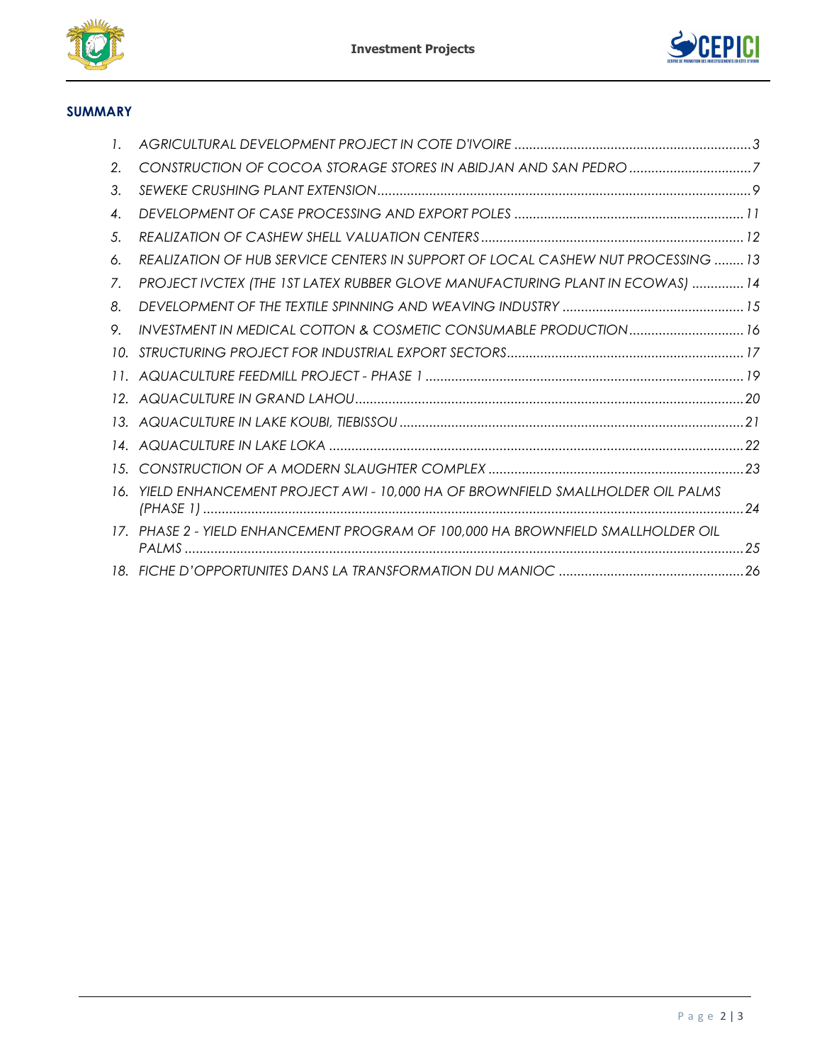## SUMMARY

1. *AGRICULTURAL DEVELOPMENT PROJECT IN COTE D'IVOIRE ................................................................ 3*
2. *CONSTRUCTION OF COCOA STORAGE STORES IN ABIDJAN AND SAN PEDRO ................................. 7*
3. *SEWEKE CRUSHING PLANT EXTENSION ..................................................................................................... 9*
4. *DEVELOPMENT OF CASE PROCESSING AND EXPORT POLES ............................................................. 11*
5. *REALIZATION OF CASHEW SHELL VALUATION CENTERS ...................................................................... 12*
6. *REALIZATION OF HUB SERVICE CENTERS IN SUPPORT OF LOCAL CASHEW NUT PROCESSING ........ 13*
7. *PROJECT IVCTEX (THE 1ST LATEX RUBBER GLOVE MANUFACTURING PLANT IN ECOWAS) .............. 14*
8. *DEVELOPMENT OF THE TEXTILE SPINNING AND WEAVING INDUSTRY ................................................. 15*
9. *INVESTMENT IN MEDICAL COTTON & COSMETIC CONSUMABLE PRODUCTION ............................... 16*
10. *STRUCTURING PROJECT FOR INDUSTRIAL EXPORT SECTORS ................................................................ 17*
11. *AQUACULTURE FEEDMILL PROJECT - PHASE 1 ...................................................................................... 19*
12. *AQUACULTURE IN GRAND LAHOU ......................................................................................................... 20*
13. *AQUACULTURE IN LAKE KOUBI, TIEBISSOU ............................................................................................. 21*
14. *AQUACULTURE IN LAKE LOKA ................................................................................................................ 22*
15. *CONSTRUCTION OF A MODERN SLAUGHTER COMPLEX ..................................................................... 23*
16. *YIELD ENHANCEMENT PROJECT AWI - 10,000 HA OF BROWNFIELD SMALLHOLDER OIL PALMS (PHASE 1) ................................................................................................................................................. 24*
17. *PHASE 2 - YIELD ENHANCEMENT PROGRAM OF 100,000 HA BROWNFIELD SMALLHOLDER OIL PALMS ...................................................................................................................................................... 25*
18. *FICHE D'OPPORTUNITES DANS LA TRANSFORMATION DU MANIOC .................................................. 26*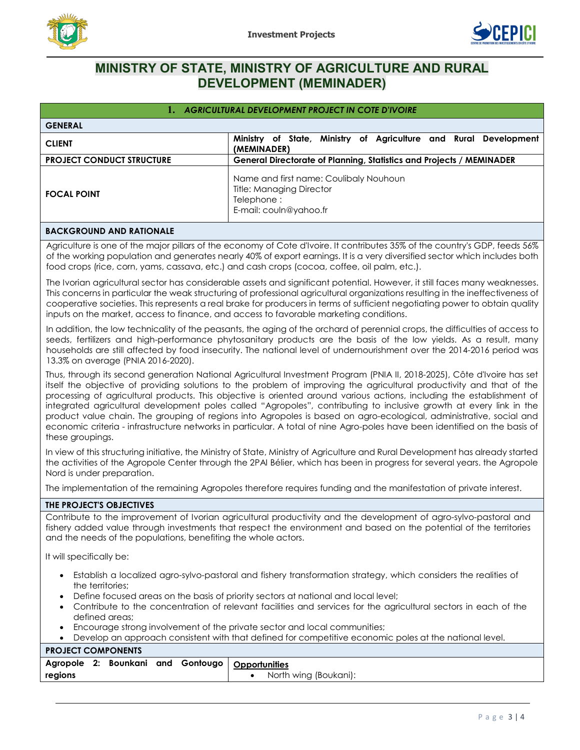# MINISTRY OF STATE, MINISTRY OF AGRICULTURE AND RURAL DEVELOPMENT (MEMINADER)

## 1. *AGRICULTURAL DEVELOPMENT PROJECT IN COTE D'IVOIRE*

| GENERAL | |
|---|---|
| **CLIENT** | **Ministry of State, Ministry of Agriculture and Rural Development (MEMINADER)** |
| **PROJECT CONDUCT STRUCTURE** | **General Directorate of Planning, Statistics and Projects / MEMINADER** |
| **FOCAL POINT** | Name and first name: Coulibaly Nouhoun<br>Title: Managing Director<br>Telephone :<br>E-mail: couln@yahoo.fr |

### BACKGROUND AND RATIONALE

Agriculture is one of the major pillars of the economy of Cote d'Ivoire. It contributes 35% of the country's GDP, feeds 56% of the working population and generates nearly 40% of export earnings. It is a very diversified sector which includes both food crops (rice, corn, yams, cassava, etc.) and cash crops (cocoa, coffee, oil palm, etc.).

The Ivorian agricultural sector has considerable assets and significant potential. However, it still faces many weaknesses. This concerns in particular the weak structuring of professional agricultural organizations resulting in the ineffectiveness of cooperative societies. This represents a real brake for producers in terms of sufficient negotiating power to obtain quality inputs on the market, access to finance, and access to favorable marketing conditions.

In addition, the low technicality of the peasants, the aging of the orchard of perennial crops, the difficulties of access to seeds, fertilizers and high-performance phytosanitary products are the basis of the low yields. As a result, many households are still affected by food insecurity. The national level of undernourishment over the 2014-2016 period was 13.3% on average (PNIA 2016-2020).

Thus, through its second generation National Agricultural Investment Program (PNIA II, 2018-2025), Côte d'Ivoire has set itself the objective of providing solutions to the problem of improving the agricultural productivity and that of the processing of agricultural products. This objective is oriented around various actions, including the establishment of integrated agricultural development poles called "Agropoles", contributing to inclusive growth at every link in the product value chain. The grouping of regions into Agropoles is based on agro-ecological, administrative, social and economic criteria - infrastructure networks in particular. A total of nine Agro-poles have been identified on the basis of these groupings.

In view of this structuring initiative, the Ministry of State, Ministry of Agriculture and Rural Development has already started the activities of the Agropole Center through the 2PAI Bélier, which has been in progress for several years. the Agropole Nord is under preparation.

The implementation of the remaining Agropoles therefore requires funding and the manifestation of private interest.

### THE PROJECT'S OBJECTIVES

Contribute to the improvement of Ivorian agricultural productivity and the development of agro-sylvo-pastoral and fishery added value through investments that respect the environment and based on the potential of the territories and the needs of the populations, benefiting the whole actors.

It will specifically be:

- Establish a localized agro-sylvo-pastoral and fishery transformation strategy, which considers the realities of the territories;
- Define focused areas on the basis of priority sectors at national and local level;
- Contribute to the concentration of relevant facilities and services for the agricultural sectors in each of the defined areas;
- Encourage strong involvement of the private sector and local communities;
- Develop an approach consistent with that defined for competitive economic poles at the national level.

### PROJECT COMPONENTS

| | |
|---|---|
| **Agropole 2: Bounkani and Gontougo regions** | **Opportunities**<br>• North wing (Boukani): |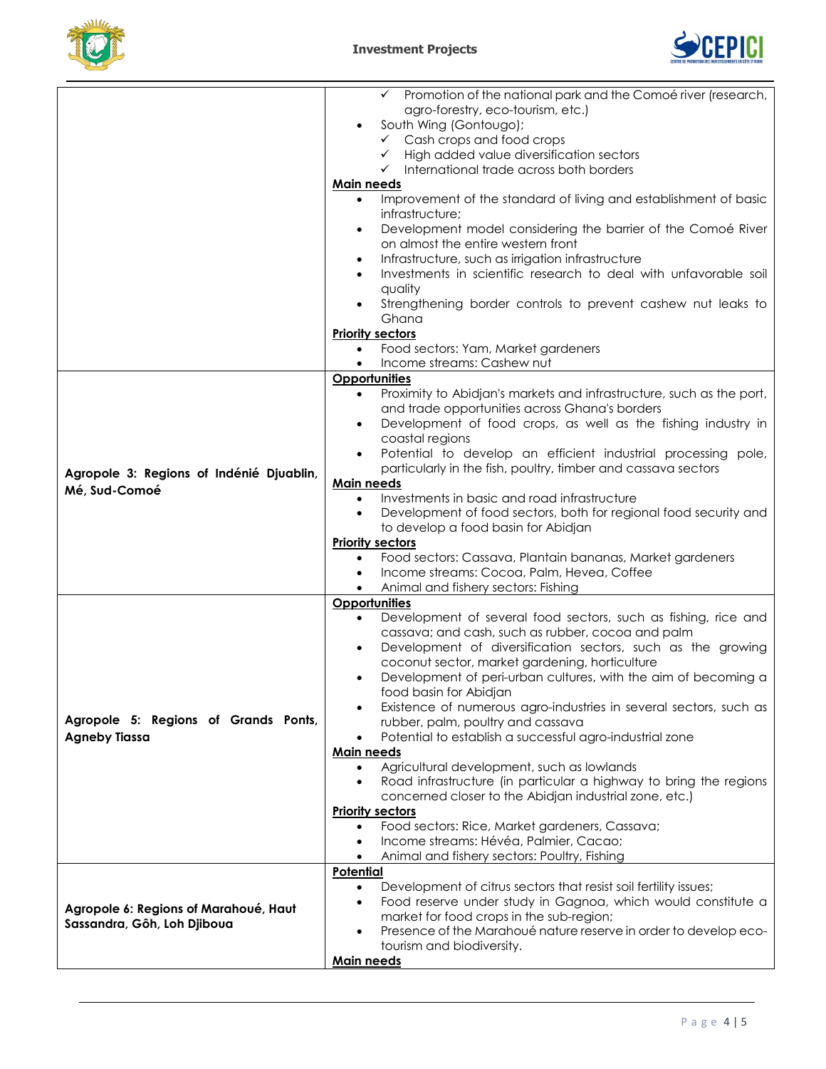| | |
|---|---|
| | ✓ Promotion of the national park and the Comoé river (research, agro-forestry, eco-tourism, etc.)<br>• South Wing (Gontougo);<br>✓ Cash crops and food crops<br>✓ High added value diversification sectors<br>✓ International trade across both borders<br>**Main needs**<br>• Improvement of the standard of living and establishment of basic infrastructure;<br>• Development model considering the barrier of the Comoé River on almost the entire western front<br>• Infrastructure, such as irrigation infrastructure<br>• Investments in scientific research to deal with unfavorable soil quality<br>• Strengthening border controls to prevent cashew nut leaks to Ghana<br>**Priority sectors**<br>• Food sectors: Yam, Market gardeners<br>• Income streams: Cashew nut |
| **Agropole 3: Regions of Indénié Djuablin, Mé, Sud-Comoé** | **Opportunities**<br>• Proximity to Abidjan's markets and infrastructure, such as the port, and trade opportunities across Ghana's borders<br>• Development of food crops, as well as the fishing industry in coastal regions<br>• Potential to develop an efficient industrial processing pole, particularly in the fish, poultry, timber and cassava sectors<br>**Main needs**<br>• Investments in basic and road infrastructure<br>• Development of food sectors, both for regional food security and to develop a food basin for Abidjan<br>**Priority sectors**<br>• Food sectors: Cassava, Plantain bananas, Market gardeners<br>• Income streams: Cocoa, Palm, Hevea, Coffee<br>• Animal and fishery sectors: Fishing |
| **Agropole 5: Regions of Grands Ponts, Agneby Tiassa** | **Opportunities**<br>• Development of several food sectors, such as fishing, rice and cassava; and cash, such as rubber, cocoa and palm<br>• Development of diversification sectors, such as the growing coconut sector, market gardening, horticulture<br>• Development of peri-urban cultures, with the aim of becoming a food basin for Abidjan<br>• Existence of numerous agro-industries in several sectors, such as rubber, palm, poultry and cassava<br>• Potential to establish a successful agro-industrial zone<br>**Main needs**<br>• Agricultural development, such as lowlands<br>• Road infrastructure (in particular a highway to bring the regions concerned closer to the Abidjan industrial zone, etc.)<br>**Priority sectors**<br>• Food sectors: Rice, Market gardeners, Cassava;<br>• Income streams: Hévéa, Palmier, Cacao;<br>• Animal and fishery sectors: Poultry, Fishing |
| **Agropole 6: Regions of Marahoué, Haut Sassandra, Gôh, Loh Djiboua** | **Potential**<br>• Development of citrus sectors that resist soil fertility issues;<br>• Food reserve under study in Gagnoa, which would constitute a market for food crops in the sub-region;<br>• Presence of the Marahoué nature reserve in order to develop eco-tourism and biodiversity.<br>**Main needs** |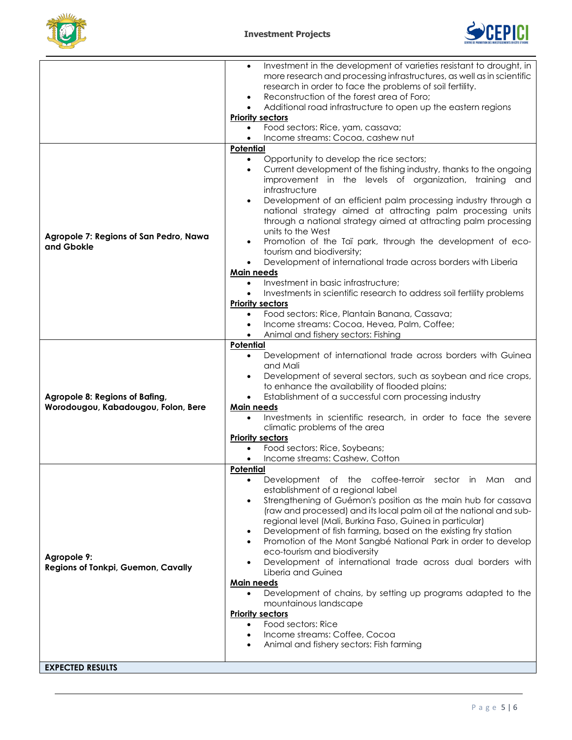| | |
|---|---|
| | • Investment in the development of varieties resistant to drought, in more research and processing infrastructures, as well as in scientific research in order to face the problems of soil fertility.<br>• Reconstruction of the forest area of Foro;<br>• Additional road infrastructure to open up the eastern regions<br>**Priority sectors**<br>• Food sectors: Rice, yam, cassava;<br>• Income streams: Cocoa, cashew nut |
| **Agropole 7: Regions of San Pedro, Nawa and Gbokle** | **Potential**<br>• Opportunity to develop the rice sectors;<br>• Current development of the fishing industry, thanks to the ongoing improvement in the levels of organization, training and infrastructure<br>• Development of an efficient palm processing industry through a national strategy aimed at attracting palm processing units through a national strategy aimed at attracting palm processing units to the West<br>• Promotion of the Taï park, through the development of eco-tourism and biodiversity;<br>• Development of international trade across borders with Liberia<br>**Main needs**<br>• Investment in basic infrastructure;<br>• Investments in scientific research to address soil fertility problems<br>**Priority sectors**<br>• Food sectors: Rice, Plantain Banana, Cassava;<br>• Income streams: Cocoa, Hevea, Palm, Coffee;<br>• Animal and fishery sectors: Fishing |
| **Agropole 8: Regions of Bafing, Worodougou, Kabadougou, Folon, Bere** | **Potential**<br>• Development of international trade across borders with Guinea and Mali<br>• Development of several sectors, such as soybean and rice crops, to enhance the availability of flooded plains;<br>• Establishment of a successful corn processing industry<br>**Main needs**<br>• Investments in scientific research, in order to face the severe climatic problems of the area<br>**Priority sectors**<br>• Food sectors: Rice, Soybeans;<br>• Income streams: Cashew, Cotton |
| **Agropole 9: Regions of Tonkpi, Guemon, Cavally** | **Potential**<br>• Development of the coffee-terroir sector in Man and establishment of a regional label<br>• Strengthening of Guémon's position as the main hub for cassava (raw and processed) and its local palm oil at the national and sub-regional level (Mali, Burkina Faso, Guinea in particular)<br>• Development of fish farming, based on the existing fry station<br>• Promotion of the Mont Sangbé National Park in order to develop eco-tourism and biodiversity<br>• Development of international trade across dual borders with Liberia and Guinea<br>**Main needs**<br>• Development of chains, by setting up programs adapted to the mountainous landscape<br>**Priority sectors**<br>• Food sectors: Rice<br>• Income streams: Coffee, Cocoa<br>• Animal and fishery sectors: Fish farming |
| **EXPECTED RESULTS** | |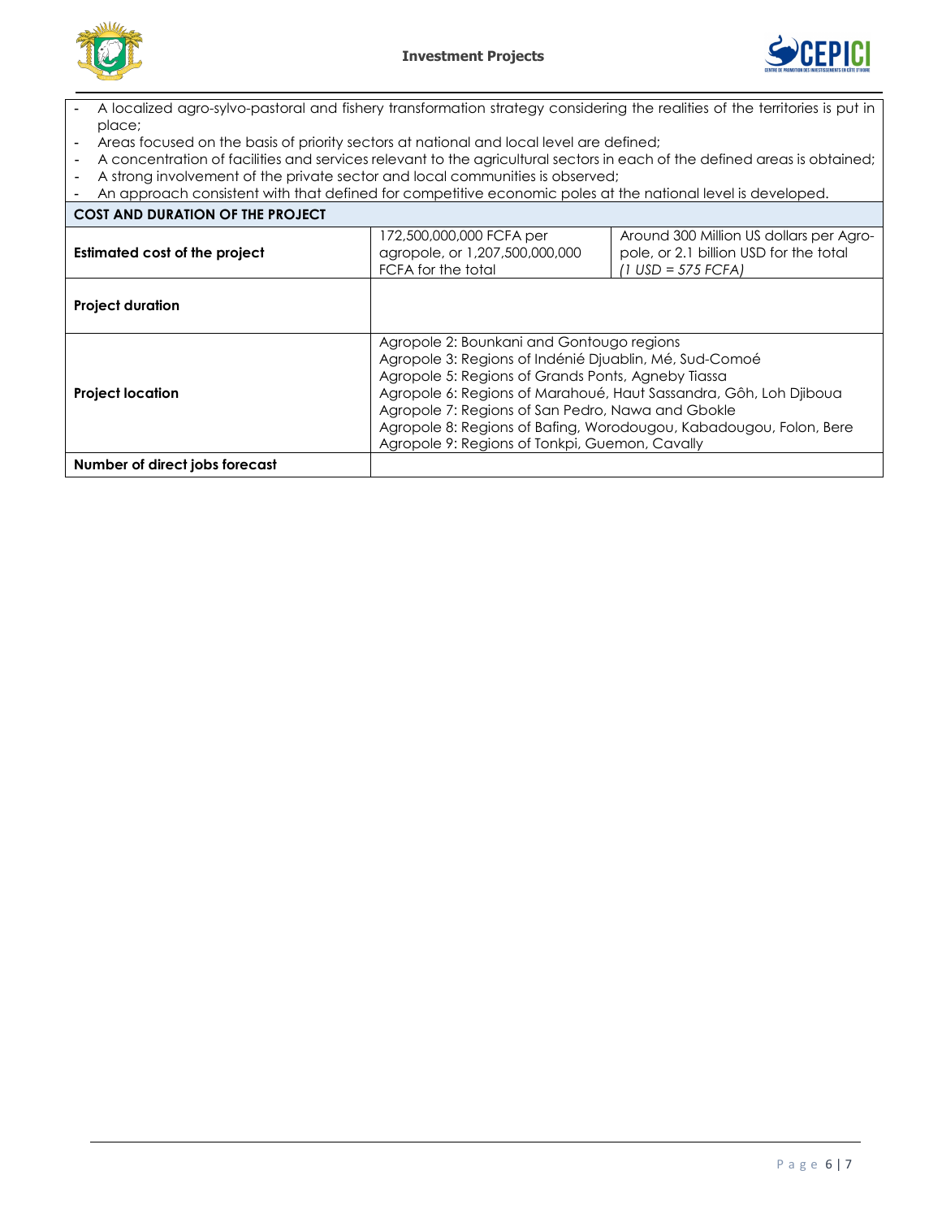- A localized agro-sylvo-pastoral and fishery transformation strategy considering the realities of the territories is put in place;
- Areas focused on the basis of priority sectors at national and local level are defined;
- A concentration of facilities and services relevant to the agricultural sectors in each of the defined areas is obtained;
- A strong involvement of the private sector and local communities is observed;
- An approach consistent with that defined for competitive economic poles at the national level is developed.

| **COST AND DURATION OF THE PROJECT** | | |
|---|---|---|
| **Estimated cost of the project** | 172,500,000,000 FCFA per agropole, or 1,207,500,000,000 FCFA for the total | Around 300 Million US dollars per Agro-pole, or 2.1 billion USD for the total *(1 USD = 575 FCFA)* |
| **Project duration** | | |
| **Project location** | Agropole 2: Bounkani and Gontougo regions<br>Agropole 3: Regions of Indénié Djuablin, Mé, Sud-Comoé<br>Agropole 5: Regions of Grands Ponts, Agneby Tiassa<br>Agropole 6: Regions of Marahoué, Haut Sassandra, Gôh, Loh Djiboua<br>Agropole 7: Regions of San Pedro, Nawa and Gbokle<br>Agropole 8: Regions of Bafing, Worodougou, Kabadougou, Folon, Bere<br>Agropole 9: Regions of Tonkpi, Guemon, Cavally | |
| **Number of direct jobs forecast** | | |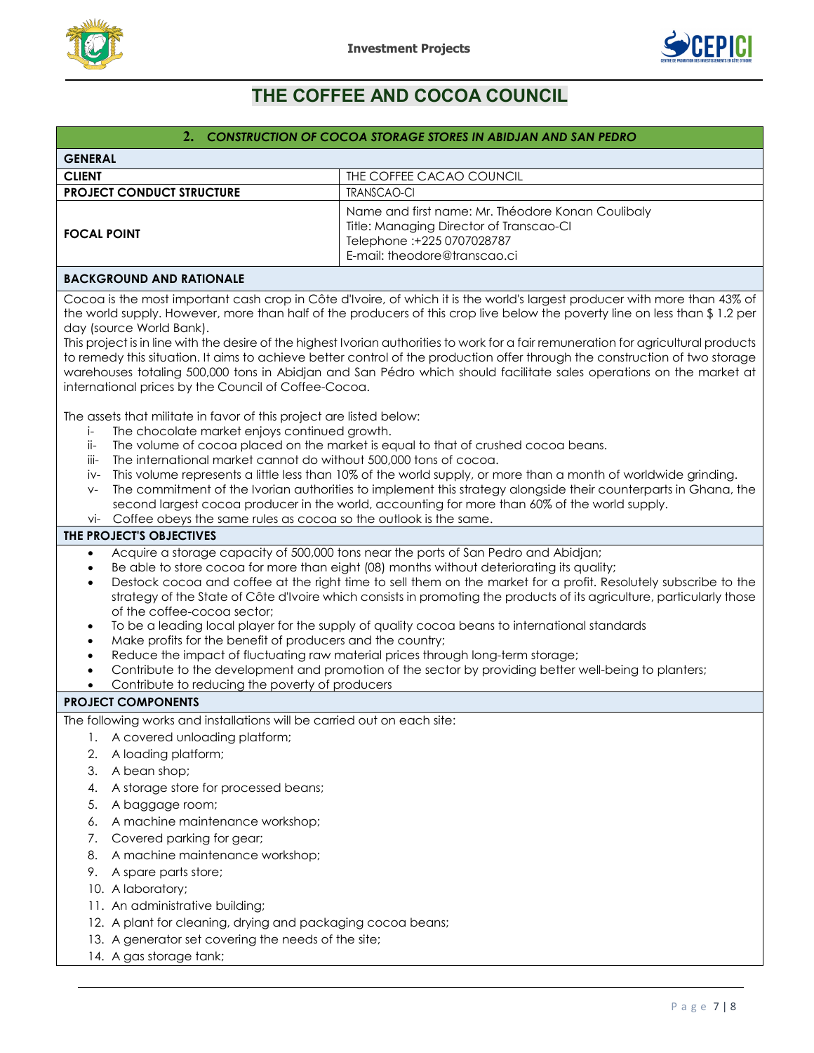# THE COFFEE AND COCOA COUNCIL

## 2. *CONSTRUCTION OF COCOA STORAGE STORES IN ABIDJAN AND SAN PEDRO*

| **GENERAL** | |
|---|---|
| **CLIENT** | THE COFFEE CACAO COUNCIL |
| **PROJECT CONDUCT STRUCTURE** | TRANSCAO-CI |
| **FOCAL POINT** | Name and first name: Mr. Théodore Konan Coulibaly<br>Title: Managing Director of Transcao-CI<br>Telephone :+225 0707028787<br>E-mail: theodore@transcao.ci |

### BACKGROUND AND RATIONALE

Cocoa is the most important cash crop in Côte d'Ivoire, of which it is the world's largest producer with more than 43% of the world supply. However, more than half of the producers of this crop live below the poverty line on less than $ 1.2 per day (source World Bank).

This project is in line with the desire of the highest Ivorian authorities to work for a fair remuneration for agricultural products to remedy this situation. It aims to achieve better control of the production offer through the construction of two storage warehouses totaling 500,000 tons in Abidjan and San Pédro which should facilitate sales operations on the market at international prices by the Council of Coffee-Cocoa.

The assets that militate in favor of this project are listed below:

- i- The chocolate market enjoys continued growth.
- ii- The volume of cocoa placed on the market is equal to that of crushed cocoa beans.
- iii- The international market cannot do without 500,000 tons of cocoa.
- iv- This volume represents a little less than 10% of the world supply, or more than a month of worldwide grinding.
- v- The commitment of the Ivorian authorities to implement this strategy alongside their counterparts in Ghana, the second largest cocoa producer in the world, accounting for more than 60% of the world supply.
- vi- Coffee obeys the same rules as cocoa so the outlook is the same.

### THE PROJECT'S OBJECTIVES

- Acquire a storage capacity of 500,000 tons near the ports of San Pedro and Abidjan;
- Be able to store cocoa for more than eight (08) months without deteriorating its quality;
- Destock cocoa and coffee at the right time to sell them on the market for a profit. Resolutely subscribe to the strategy of the State of Côte d'Ivoire which consists in promoting the products of its agriculture, particularly those of the coffee-cocoa sector;
- To be a leading local player for the supply of quality cocoa beans to international standards
- Make profits for the benefit of producers and the country;
- Reduce the impact of fluctuating raw material prices through long-term storage;
- Contribute to the development and promotion of the sector by providing better well-being to planters;
- Contribute to reducing the poverty of producers

### PROJECT COMPONENTS

The following works and installations will be carried out on each site:

1. A covered unloading platform;
2. A loading platform;
3. A bean shop;
4. A storage store for processed beans;
5. A baggage room;
6. A machine maintenance workshop;
7. Covered parking for gear;
8. A machine maintenance workshop;
9. A spare parts store;
10. A laboratory;
11. An administrative building;
12. A plant for cleaning, drying and packaging cocoa beans;
13. A generator set covering the needs of the site;
14. A gas storage tank;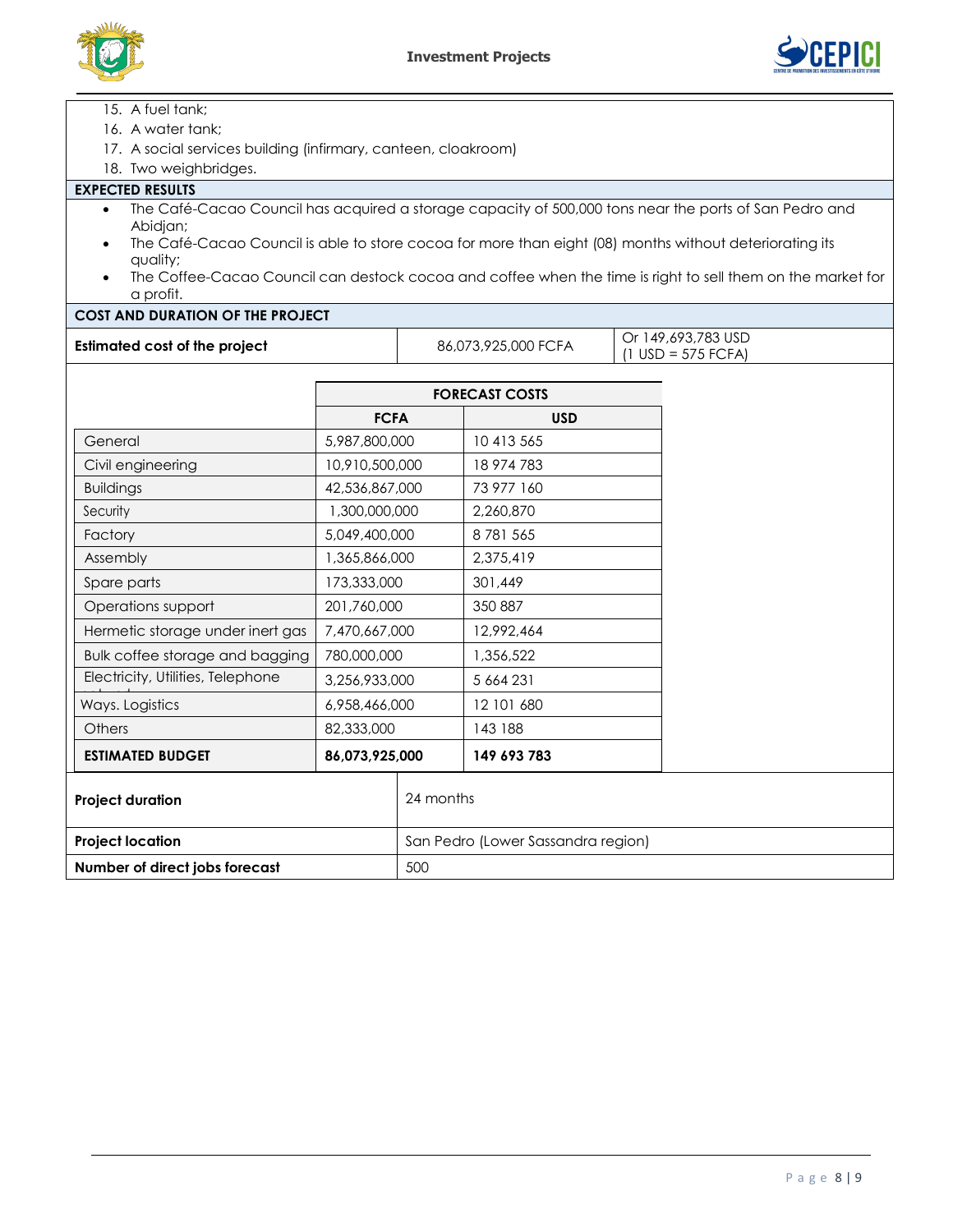15. A fuel tank;
16. A water tank;
17. A social services building (infirmary, canteen, cloakroom)
18. Two weighbridges.

**EXPECTED RESULTS**

- The Café-Cacao Council has acquired a storage capacity of 500,000 tons near the ports of San Pedro and Abidjan;
- The Café-Cacao Council is able to store cocoa for more than eight (08) months without deteriorating its quality;
- The Coffee-Cacao Council can destock cocoa and coffee when the time is right to sell them on the market for a profit.

**COST AND DURATION OF THE PROJECT**

| **Estimated cost of the project** | 86,073,925,000 FCFA | Or 149,693,783 USD (1 USD = 575 FCFA) |
|---|---|---|

| | FORECAST COSTS | |
|---|---|---|
| | **FCFA** | **USD** |
| General | 5,987,800,000 | 10 413 565 |
| Civil engineering | 10,910,500,000 | 18 974 783 |
| Buildings | 42,536,867,000 | 73 977 160 |
| Security | 1,300,000,000 | 2,260,870 |
| Factory | 5,049,400,000 | 8 781 565 |
| Assembly | 1,365,866,000 | 2,375,419 |
| Spare parts | 173,333,000 | 301,449 |
| Operations support | 201,760,000 | 350 887 |
| Hermetic storage under inert gas | 7,470,667,000 | 12,992,464 |
| Bulk coffee storage and bagging | 780,000,000 | 1,356,522 |
| Electricity, Utilities, Telephone | 3,256,933,000 | 5 664 231 |
| Ways. Logistics | 6,958,466,000 | 12 101 680 |
| Others | 82,333,000 | 143 188 |
| **ESTIMATED BUDGET** | **86,073,925,000** | **149 693 783** |

| **Project duration** | 24 months |
|---|---|
| **Project location** | San Pedro (Lower Sassandra region) |
| **Number of direct jobs forecast** | 500 |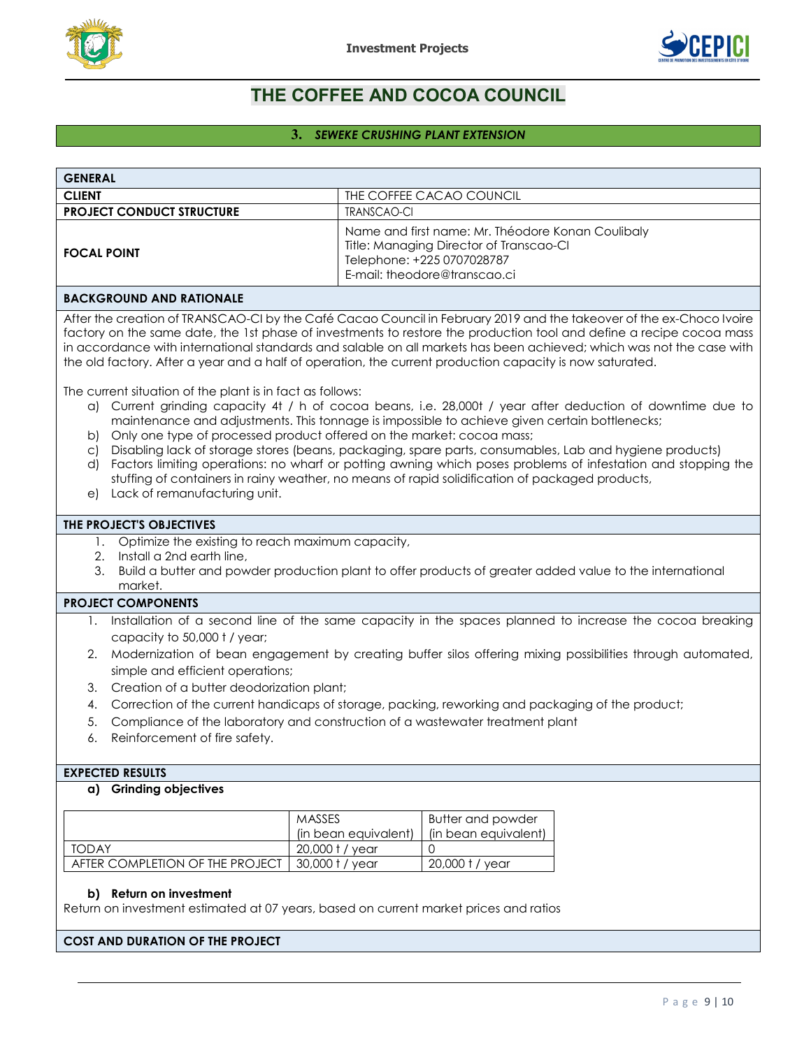# THE COFFEE AND COCOA COUNCIL

## 3. *SEWEKE CRUSHING PLANT EXTENSION*

| GENERAL | |
|---|---|
| **CLIENT** | THE COFFEE CACAO COUNCIL |
| **PROJECT CONDUCT STRUCTURE** | TRANSCAO-CI |
| **FOCAL POINT** | Name and first name: Mr. Théodore Konan Coulibaly<br>Title: Managing Director of Transcao-CI<br>Telephone: +225 0707028787<br>E-mail: theodore@transcao.ci |

### BACKGROUND AND RATIONALE

After the creation of TRANSCAO-CI by the Café Cacao Council in February 2019 and the takeover of the ex-Choco Ivoire factory on the same date, the 1st phase of investments to restore the production tool and define a recipe cocoa mass in accordance with international standards and salable on all markets has been achieved; which was not the case with the old factory. After a year and a half of operation, the current production capacity is now saturated.

The current situation of the plant is in fact as follows:

a) Current grinding capacity 4t / h of cocoa beans, i.e. 28,000t / year after deduction of downtime due to maintenance and adjustments. This tonnage is impossible to achieve given certain bottlenecks;
b) Only one type of processed product offered on the market: cocoa mass;
c) Disabling lack of storage stores (beans, packaging, spare parts, consumables, Lab and hygiene products)
d) Factors limiting operations: no wharf or potting awning which poses problems of infestation and stopping the stuffing of containers in rainy weather, no means of rapid solidification of packaged products,
e) Lack of remanufacturing unit.

### THE PROJECT'S OBJECTIVES

1. Optimize the existing to reach maximum capacity,
2. Install a 2nd earth line,
3. Build a butter and powder production plant to offer products of greater added value to the international market.

### PROJECT COMPONENTS

1. Installation of a second line of the same capacity in the spaces planned to increase the cocoa breaking capacity to 50,000 t / year;
2. Modernization of bean engagement by creating buffer silos offering mixing possibilities through automated, simple and efficient operations;
3. Creation of a butter deodorization plant;
4. Correction of the current handicaps of storage, packing, reworking and packaging of the product;
5. Compliance of the laboratory and construction of a wastewater treatment plant
6. Reinforcement of fire safety.

### EXPECTED RESULTS

**a) Grinding objectives**

| | MASSES (in bean equivalent) | Butter and powder (in bean equivalent) |
|---|---|---|
| TODAY | 20,000 t / year | 0 |
| AFTER COMPLETION OF THE PROJECT | 30,000 t / year | 20,000 t / year |

**b) Return on investment**

Return on investment estimated at 07 years, based on current market prices and ratios

### COST AND DURATION OF THE PROJECT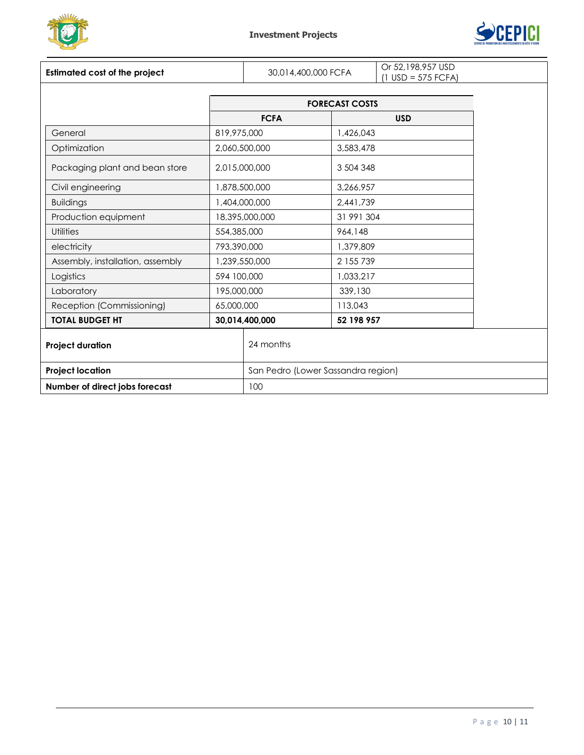| Estimated cost of the project | 30,014,400,000 FCFA | Or 52,198,957 USD (1 USD = 575 FCFA) |
|---|---|---|

| | FORECAST COSTS | |
|---|---|---|
| | FCFA | USD |
| General | 819,975,000 | 1,426,043 |
| Optimization | 2,060,500,000 | 3,583,478 |
| Packaging plant and bean store | 2,015,000,000 | 3 504 348 |
| Civil engineering | 1,878,500,000 | 3,266,957 |
| Buildings | 1,404,000,000 | 2,441,739 |
| Production equipment | 18,395,000,000 | 31 991 304 |
| Utilities | 554,385,000 | 964,148 |
| electricity | 793,390,000 | 1,379,809 |
| Assembly, installation, assembly | 1,239,550,000 | 2 155 739 |
| Logistics | 594 100,000 | 1,033,217 |
| Laboratory | 195,000,000 | 339,130 |
| Reception (Commissioning) | 65,000,000 | 113,043 |
| **TOTAL BUDGET HT** | **30,014,400,000** | **52 198 957** |

| | |
|---|---|
| **Project duration** | 24 months |
| **Project location** | San Pedro (Lower Sassandra region) |
| **Number of direct jobs forecast** | 100 |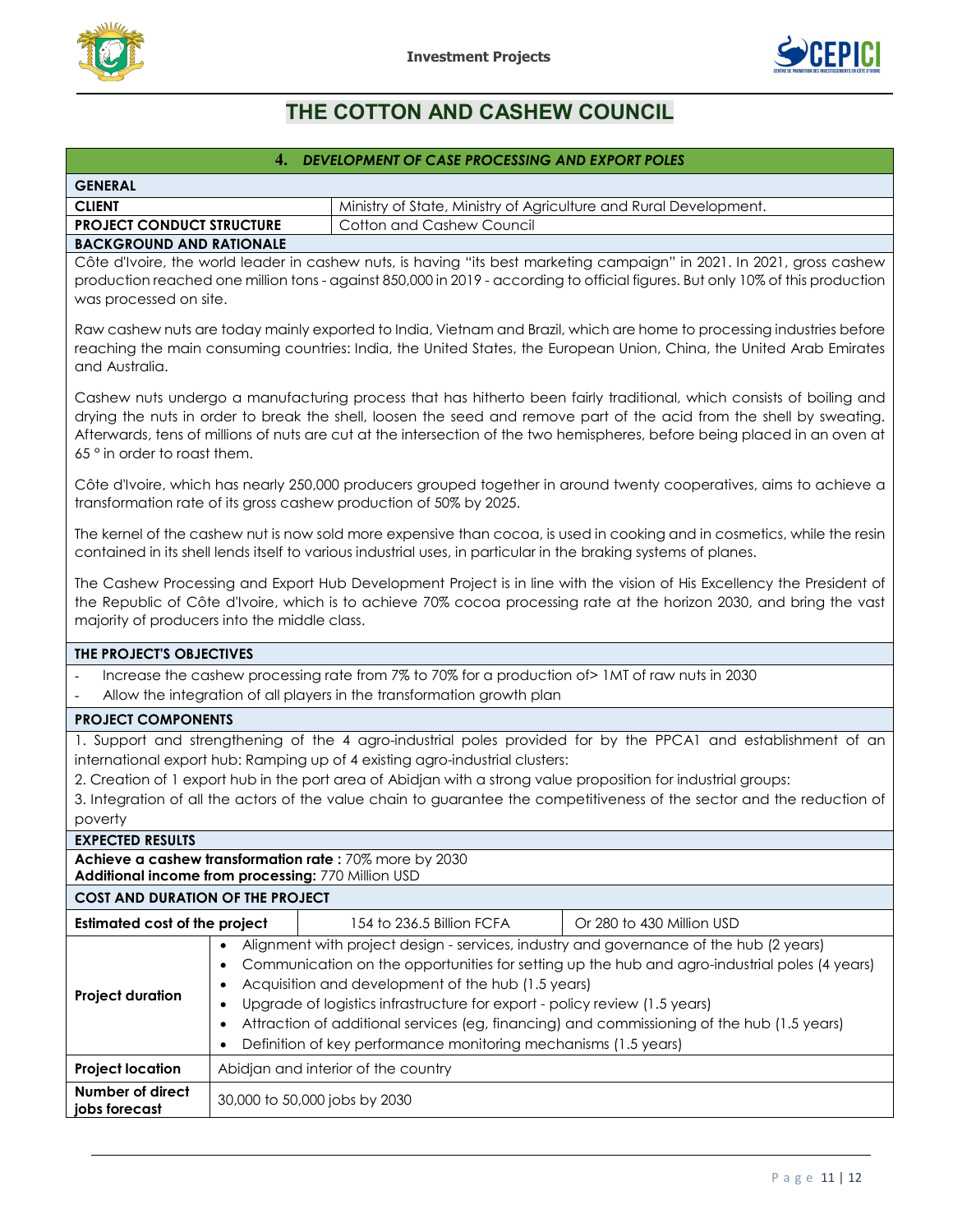# THE COTTON AND CASHEW COUNCIL

## 4. *DEVELOPMENT OF CASE PROCESSING AND EXPORT POLES*

**GENERAL**

| | |
|---|---|
| **CLIENT** | Ministry of State, Ministry of Agriculture and Rural Development. |
| **PROJECT CONDUCT STRUCTURE** | Cotton and Cashew Council |

**BACKGROUND AND RATIONALE**

Côte d'Ivoire, the world leader in cashew nuts, is having "its best marketing campaign" in 2021. In 2021, gross cashew production reached one million tons - against 850,000 in 2019 - according to official figures. But only 10% of this production was processed on site.

Raw cashew nuts are today mainly exported to India, Vietnam and Brazil, which are home to processing industries before reaching the main consuming countries: India, the United States, the European Union, China, the United Arab Emirates and Australia.

Cashew nuts undergo a manufacturing process that has hitherto been fairly traditional, which consists of boiling and drying the nuts in order to break the shell, loosen the seed and remove part of the acid from the shell by sweating. Afterwards, tens of millions of nuts are cut at the intersection of the two hemispheres, before being placed in an oven at 65 ° in order to roast them.

Côte d'Ivoire, which has nearly 250,000 producers grouped together in around twenty cooperatives, aims to achieve a transformation rate of its gross cashew production of 50% by 2025.

The kernel of the cashew nut is now sold more expensive than cocoa, is used in cooking and in cosmetics, while the resin contained in its shell lends itself to various industrial uses, in particular in the braking systems of planes.

The Cashew Processing and Export Hub Development Project is in line with the vision of His Excellency the President of the Republic of Côte d'Ivoire, which is to achieve 70% cocoa processing rate at the horizon 2030, and bring the vast majority of producers into the middle class.

**THE PROJECT'S OBJECTIVES**

- Increase the cashew processing rate from 7% to 70% for a production of> 1MT of raw nuts in 2030
- Allow the integration of all players in the transformation growth plan

**PROJECT COMPONENTS**

1. Support and strengthening of the 4 agro-industrial poles provided for by the PPCA1 and establishment of an international export hub: Ramping up of 4 existing agro-industrial clusters:
2. Creation of 1 export hub in the port area of Abidjan with a strong value proposition for industrial groups:
3. Integration of all the actors of the value chain to guarantee the competitiveness of the sector and the reduction of poverty

**EXPECTED RESULTS**

**Achieve a cashew transformation rate :** 70% more by 2030
**Additional income from processing:** 770 Million USD

**COST AND DURATION OF THE PROJECT**

| | | |
|---|---|---|
| **Estimated cost of the project** | 154 to 236.5 Billion FCFA | Or 280 to 430 Million USD |
| **Project duration** | • Alignment with project design - services, industry and governance of the hub (2 years)<br>• Communication on the opportunities for setting up the hub and agro-industrial poles (4 years)<br>• Acquisition and development of the hub (1.5 years)<br>• Upgrade of logistics infrastructure for export - policy review (1.5 years)<br>• Attraction of additional services (eg, financing) and commissioning of the hub (1.5 years)<br>• Definition of key performance monitoring mechanisms (1.5 years) | |
| **Project location** | Abidjan and interior of the country | |
| **Number of direct jobs forecast** | 30,000 to 50,000 jobs by 2030 | |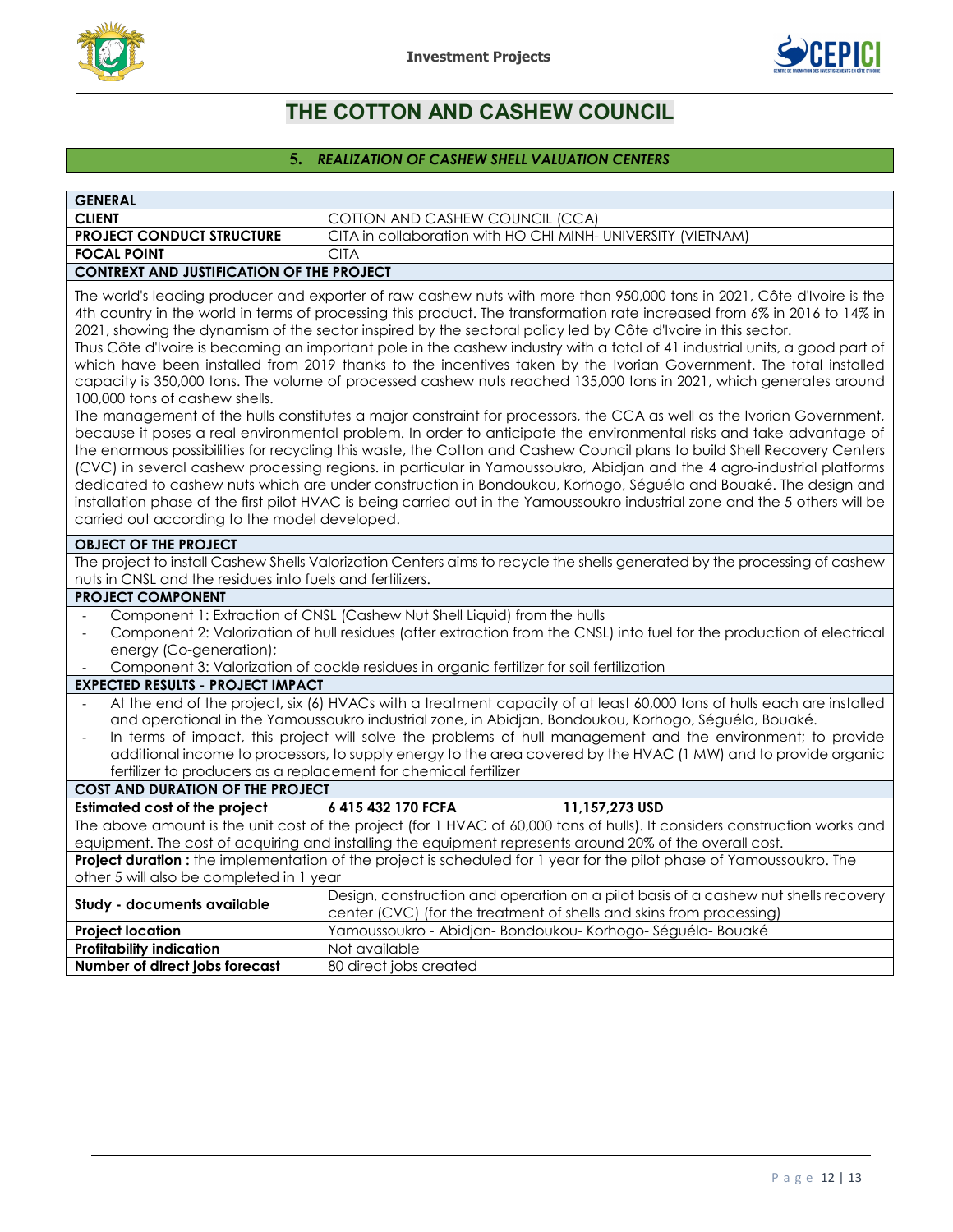# THE COTTON AND CASHEW COUNCIL

## 5. *REALIZATION OF CASHEW SHELL VALUATION CENTERS*

| GENERAL | |
|---|---|
| **CLIENT** | COTTON AND CASHEW COUNCIL (CCA) |
| **PROJECT CONDUCT STRUCTURE** | CITA in collaboration with HO CHI MINH- UNIVERSITY (VIETNAM) |
| **FOCAL POINT** | CITA |

### CONTREXT AND JUSTIFICATION OF THE PROJECT

The world's leading producer and exporter of raw cashew nuts with more than 950,000 tons in 2021, Côte d'Ivoire is the 4th country in the world in terms of processing this product. The transformation rate increased from 6% in 2016 to 14% in 2021, showing the dynamism of the sector inspired by the sectoral policy led by Côte d'Ivoire in this sector.

Thus Côte d'Ivoire is becoming an important pole in the cashew industry with a total of 41 industrial units, a good part of which have been installed from 2019 thanks to the incentives taken by the Ivorian Government. The total installed capacity is 350,000 tons. The volume of processed cashew nuts reached 135,000 tons in 2021, which generates around 100,000 tons of cashew shells.

The management of the hulls constitutes a major constraint for processors, the CCA as well as the Ivorian Government, because it poses a real environmental problem. In order to anticipate the environmental risks and take advantage of the enormous possibilities for recycling this waste, the Cotton and Cashew Council plans to build Shell Recovery Centers (CVC) in several cashew processing regions. in particular in Yamoussoukro, Abidjan and the 4 agro-industrial platforms dedicated to cashew nuts which are under construction in Bondoukou, Korhogo, Séguéla and Bouaké. The design and installation phase of the first pilot HVAC is being carried out in the Yamoussoukro industrial zone and the 5 others will be carried out according to the model developed.

### OBJECT OF THE PROJECT

The project to install Cashew Shells Valorization Centers aims to recycle the shells generated by the processing of cashew nuts in CNSL and the residues into fuels and fertilizers.

### PROJECT COMPONENT

- Component 1: Extraction of CNSL (Cashew Nut Shell Liquid) from the hulls
- Component 2: Valorization of hull residues (after extraction from the CNSL) into fuel for the production of electrical energy (Co-generation);
- Component 3: Valorization of cockle residues in organic fertilizer for soil fertilization

### EXPECTED RESULTS - PROJECT IMPACT

- At the end of the project, six (6) HVACs with a treatment capacity of at least 60,000 tons of hulls each are installed and operational in the Yamoussoukro industrial zone, in Abidjan, Bondoukou, Korhogo, Séguéla, Bouaké.
- In terms of impact, this project will solve the problems of hull management and the environment; to provide additional income to processors, to supply energy to the area covered by the HVAC (1 MW) and to provide organic fertilizer to producers as a replacement for chemical fertilizer

### COST AND DURATION OF THE PROJECT

| **Estimated cost of the project** | **6 415 432 170 FCFA** | **11,157,273 USD** |
|---|---|---|

The above amount is the unit cost of the project (for 1 HVAC of 60,000 tons of hulls). It considers construction works and equipment. The cost of acquiring and installing the equipment represents around 20% of the overall cost.

**Project duration :** the implementation of the project is scheduled for 1 year for the pilot phase of Yamoussoukro. The other 5 will also be completed in 1 year

| | |
|---|---|
| **Study - documents available** | Design, construction and operation on a pilot basis of a cashew nut shells recovery center (CVC) (for the treatment of shells and skins from processing) |
| **Project location** | Yamoussoukro - Abidjan- Bondoukou- Korhogo- Séguéla- Bouaké |
| **Profitability indication** | Not available |
| **Number of direct jobs forecast** | 80 direct jobs created |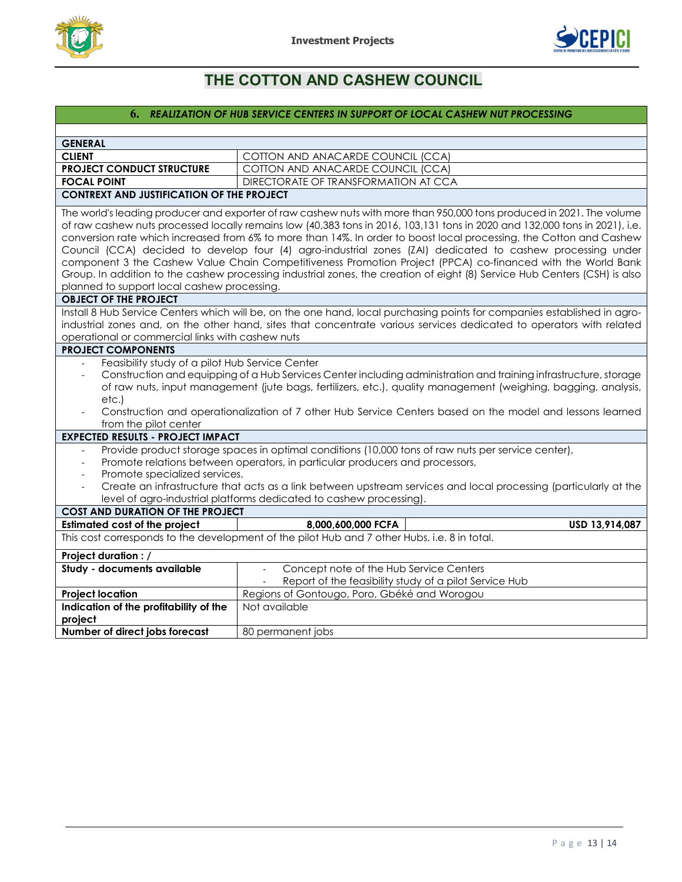# THE COTTON AND CASHEW COUNCIL

## 6. *REALIZATION OF HUB SERVICE CENTERS IN SUPPORT OF LOCAL CASHEW NUT PROCESSING*

| **GENERAL** | |
|---|---|
| **CLIENT** | COTTON AND ANACARDE COUNCIL (CCA) |
| **PROJECT CONDUCT STRUCTURE** | COTTON AND ANACARDE COUNCIL (CCA) |
| **FOCAL POINT** | DIRECTORATE OF TRANSFORMATION AT CCA |

**CONTREXT AND JUSTIFICATION OF THE PROJECT**

The world's leading producer and exporter of raw cashew nuts with more than 950,000 tons produced in 2021. The volume of raw cashew nuts processed locally remains low (40,383 tons in 2016, 103,131 tons in 2020 and 132,000 tons in 2021), i.e. conversion rate which increased from 6% to more than 14%. In order to boost local processing, the Cotton and Cashew Council (CCA) decided to develop four (4) agro-industrial zones (ZAI) dedicated to cashew processing under component 3 the Cashew Value Chain Competitiveness Promotion Project (PPCA) co-financed with the World Bank Group. In addition to the cashew processing industrial zones, the creation of eight (8) Service Hub Centers (CSH) is also planned to support local cashew processing.

**OBJECT OF THE PROJECT**

Install 8 Hub Service Centers which will be, on the one hand, local purchasing points for companies established in agro-industrial zones and, on the other hand, sites that concentrate various services dedicated to operators with related operational or commercial links with cashew nuts

**PROJECT COMPONENTS**

- Feasibility study of a pilot Hub Service Center
- Construction and equipping of a Hub Services Center including administration and training infrastructure, storage of raw nuts, input management (jute bags, fertilizers, etc.), quality management (weighing, bagging, analysis, etc.)
- Construction and operationalization of 7 other Hub Service Centers based on the model and lessons learned from the pilot center

**EXPECTED RESULTS - PROJECT IMPACT**

- Provide product storage spaces in optimal conditions (10,000 tons of raw nuts per service center),
- Promote relations between operators, in particular producers and processors,
- Promote specialized services,
- Create an infrastructure that acts as a link between upstream services and local processing (particularly at the level of agro-industrial platforms dedicated to cashew processing).

**COST AND DURATION OF THE PROJECT**

| **Estimated cost of the project** | **8,000,600,000 FCFA** | **USD 13,914,087** |
|---|---|---|

This cost corresponds to the development of the pilot Hub and 7 other Hubs, i.e. 8 in total.

| **Project duration : /** | |
|---|---|
| **Study - documents available** | - Concept note of the Hub Service Centers<br>- Report of the feasibility study of a pilot Service Hub |
| **Project location** | Regions of Gontougo, Poro, Gbéké and Worogou |
| **Indication of the profitability of the project** | Not available |
| **Number of direct jobs forecast** | 80 permanent jobs |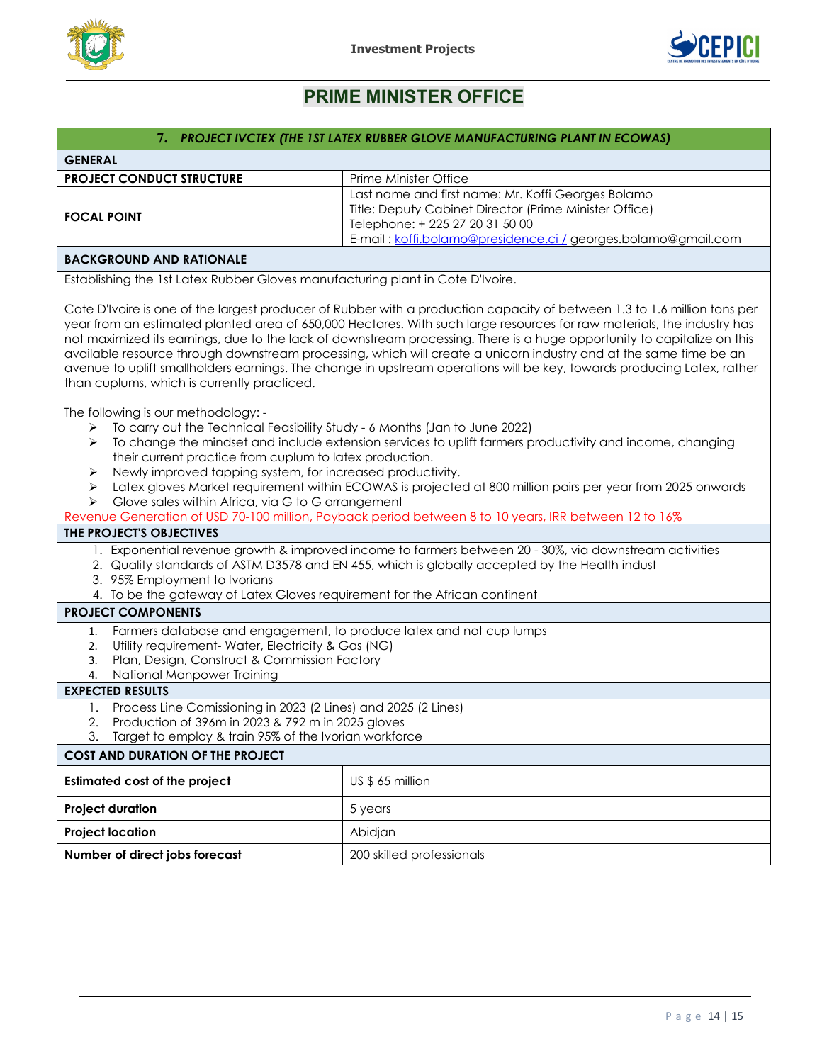## PRIME MINISTER OFFICE

### 7. *PROJECT IVCTEX (THE 1ST LATEX RUBBER GLOVE MANUFACTURING PLANT IN ECOWAS)*

**GENERAL**

| | |
|---|---|
| **PROJECT CONDUCT STRUCTURE** | Prime Minister Office |
| **FOCAL POINT** | Last name and first name: Mr. Koffi Georges Bolamo<br>Title: Deputy Cabinet Director (Prime Minister Office)<br>Telephone: + 225 27 20 31 50 00<br>E-mail : koffi.bolamo@presidence.ci / georges.bolamo@gmail.com |

**BACKGROUND AND RATIONALE**

Establishing the 1st Latex Rubber Gloves manufacturing plant in Cote D'Ivoire.

Cote D'Ivoire is one of the largest producer of Rubber with a production capacity of between 1.3 to 1.6 million tons per year from an estimated planted area of 650,000 Hectares. With such large resources for raw materials, the industry has not maximized its earnings, due to the lack of downstream processing. There is a huge opportunity to capitalize on this available resource through downstream processing, which will create a unicorn industry and at the same time be an avenue to uplift smallholders earnings. The change in upstream operations will be key, towards producing Latex, rather than cuplums, which is currently practiced.

The following is our methodology: -

- To carry out the Technical Feasibility Study - 6 Months (Jan to June 2022)
- To change the mindset and include extension services to uplift farmers productivity and income, changing their current practice from cuplum to latex production.
- Newly improved tapping system, for increased productivity.
- Latex gloves Market requirement within ECOWAS is projected at 800 million pairs per year from 2025 onwards
- Glove sales within Africa, via G to G arrangement

Revenue Generation of USD 70-100 million, Payback period between 8 to 10 years, IRR between 12 to 16%

**THE PROJECT'S OBJECTIVES**

1. Exponential revenue growth & improved income to farmers between 20 - 30%, via downstream activities
2. Quality standards of ASTM D3578 and EN 455, which is globally accepted by the Health indust
3. 95% Employment to Ivorians
4. To be the gateway of Latex Gloves requirement for the African continent

**PROJECT COMPONENTS**

1. Farmers database and engagement, to produce latex and not cup lumps
2. Utility requirement- Water, Electricity & Gas (NG)
3. Plan, Design, Construct & Commission Factory
4. National Manpower Training

**EXPECTED RESULTS**

1. Process Line Comissioning in 2023 (2 Lines) and 2025 (2 Lines)
2. Production of 396m in 2023 & 792 m in 2025 gloves
3. Target to employ & train 95% of the Ivorian workforce

**COST AND DURATION OF THE PROJECT**

| | |
|---|---|
| **Estimated cost of the project** | US $ 65 million |
| **Project duration** | 5 years |
| **Project location** | Abidjan |
| **Number of direct jobs forecast** | 200 skilled professionals |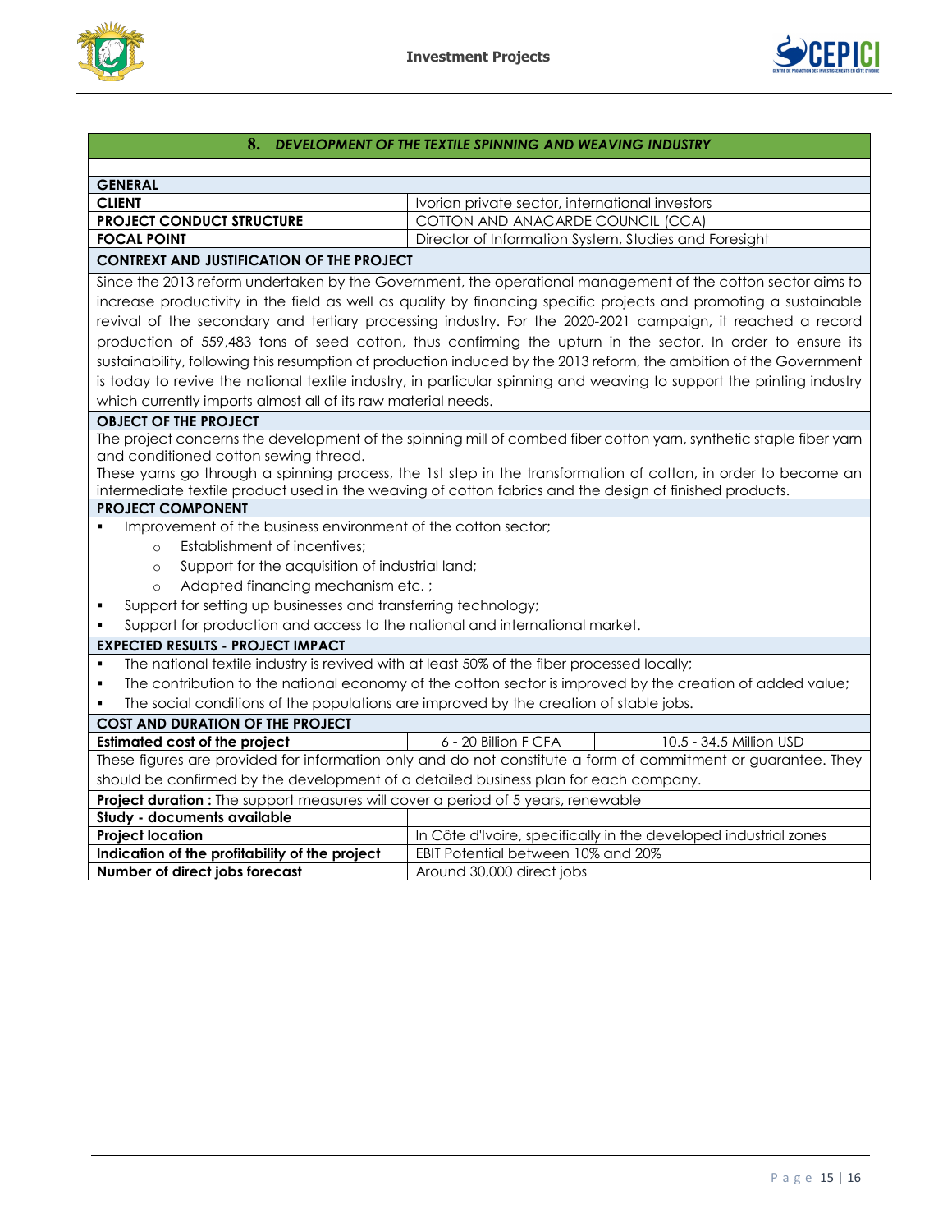## 8. *DEVELOPMENT OF THE TEXTILE SPINNING AND WEAVING INDUSTRY*

### GENERAL

| | |
|---|---|
| **CLIENT** | Ivorian private sector, international investors |
| **PROJECT CONDUCT STRUCTURE** | COTTON AND ANACARDE COUNCIL (CCA) |
| **FOCAL POINT** | Director of Information System, Studies and Foresight |

### CONTREXT AND JUSTIFICATION OF THE PROJECT

Since the 2013 reform undertaken by the Government, the operational management of the cotton sector aims to increase productivity in the field as well as quality by financing specific projects and promoting a sustainable revival of the secondary and tertiary processing industry. For the 2020-2021 campaign, it reached a record production of 559,483 tons of seed cotton, thus confirming the upturn in the sector. In order to ensure its sustainability, following this resumption of production induced by the 2013 reform, the ambition of the Government is today to revive the national textile industry, in particular spinning and weaving to support the printing industry which currently imports almost all of its raw material needs.

### OBJECT OF THE PROJECT

The project concerns the development of the spinning mill of combed fiber cotton yarn, synthetic staple fiber yarn and conditioned cotton sewing thread.
These yarns go through a spinning process, the 1st step in the transformation of cotton, in order to become an intermediate textile product used in the weaving of cotton fabrics and the design of finished products.

### PROJECT COMPONENT

- Improvement of the business environment of the cotton sector;
  - Establishment of incentives;
  - Support for the acquisition of industrial land;
  - Adapted financing mechanism etc. ;
- Support for setting up businesses and transferring technology;
- Support for production and access to the national and international market.

### EXPECTED RESULTS - PROJECT IMPACT

- The national textile industry is revived with at least 50% of the fiber processed locally;
- The contribution to the national economy of the cotton sector is improved by the creation of added value;
- The social conditions of the populations are improved by the creation of stable jobs.

### COST AND DURATION OF THE PROJECT

| | | |
|---|---|---|
| **Estimated cost of the project** | 6 - 20 Billion F CFA | 10.5 - 34.5 Million USD |

These figures are provided for information only and do not constitute a form of commitment or guarantee. They should be confirmed by the development of a detailed business plan for each company.

**Project duration :** The support measures will cover a period of 5 years, renewable

| | |
|---|---|
| **Study - documents available** | |
| **Project location** | In Côte d'Ivoire, specifically in the developed industrial zones |
| **Indication of the profitability of the project** | EBIT Potential between 10% and 20% |
| **Number of direct jobs forecast** | Around 30,000 direct jobs |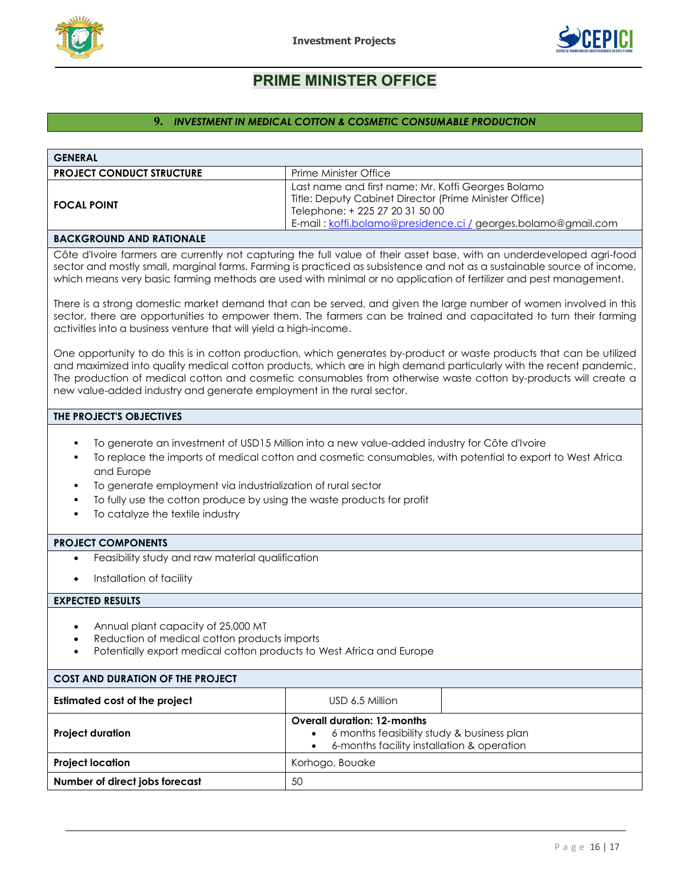# PRIME MINISTER OFFICE

## 9. *INVESTMENT IN MEDICAL COTTON & COSMETIC CONSUMABLE PRODUCTION*

| GENERAL | |
|---|---|
| **PROJECT CONDUCT STRUCTURE** | Prime Minister Office |
| **FOCAL POINT** | Last name and first name: Mr. Koffi Georges Bolamo<br>Title: Deputy Cabinet Director (Prime Minister Office)<br>Telephone: + 225 27 20 31 50 00<br>E-mail : koffi.bolamo@presidence.ci / georges.bolamo@gmail.com |

**BACKGROUND AND RATIONALE**

Côte d'Ivoire farmers are currently not capturing the full value of their asset base, with an underdeveloped agri-food sector and mostly small, marginal farms. Farming is practiced as subsistence and not as a sustainable source of income, which means very basic farming methods are used with minimal or no application of fertilizer and pest management.

There is a strong domestic market demand that can be served, and given the large number of women involved in this sector, there are opportunities to empower them. The farmers can be trained and capacitated to turn their farming activities into a business venture that will yield a high-income.

One opportunity to do this is in cotton production, which generates by-product or waste products that can be utilized and maximized into quality medical cotton products, which are in high demand particularly with the recent pandemic. The production of medical cotton and cosmetic consumables from otherwise waste cotton by-products will create a new value-added industry and generate employment in the rural sector.

**THE PROJECT'S OBJECTIVES**

- To generate an investment of USD15 Million into a new value-added industry for Côte d'Ivoire
- To replace the imports of medical cotton and cosmetic consumables, with potential to export to West Africa and Europe
- To generate employment via industrialization of rural sector
- To fully use the cotton produce by using the waste products for profit
- To catalyze the textile industry

**PROJECT COMPONENTS**

- Feasibility study and raw material qualification
- Installation of facility

**EXPECTED RESULTS**

- Annual plant capacity of 25,000 MT
- Reduction of medical cotton products imports
- Potentially export medical cotton products to West Africa and Europe

| COST AND DURATION OF THE PROJECT | | |
|---|---|---|
| **Estimated cost of the project** | USD 6.5 Million | |
| **Project duration** | **Overall duration: 12-months**<br>• 6 months feasibility study & business plan<br>• 6-months facility installation & operation | |
| **Project location** | Korhogo, Bouake | |
| **Number of direct jobs forecast** | 50 | |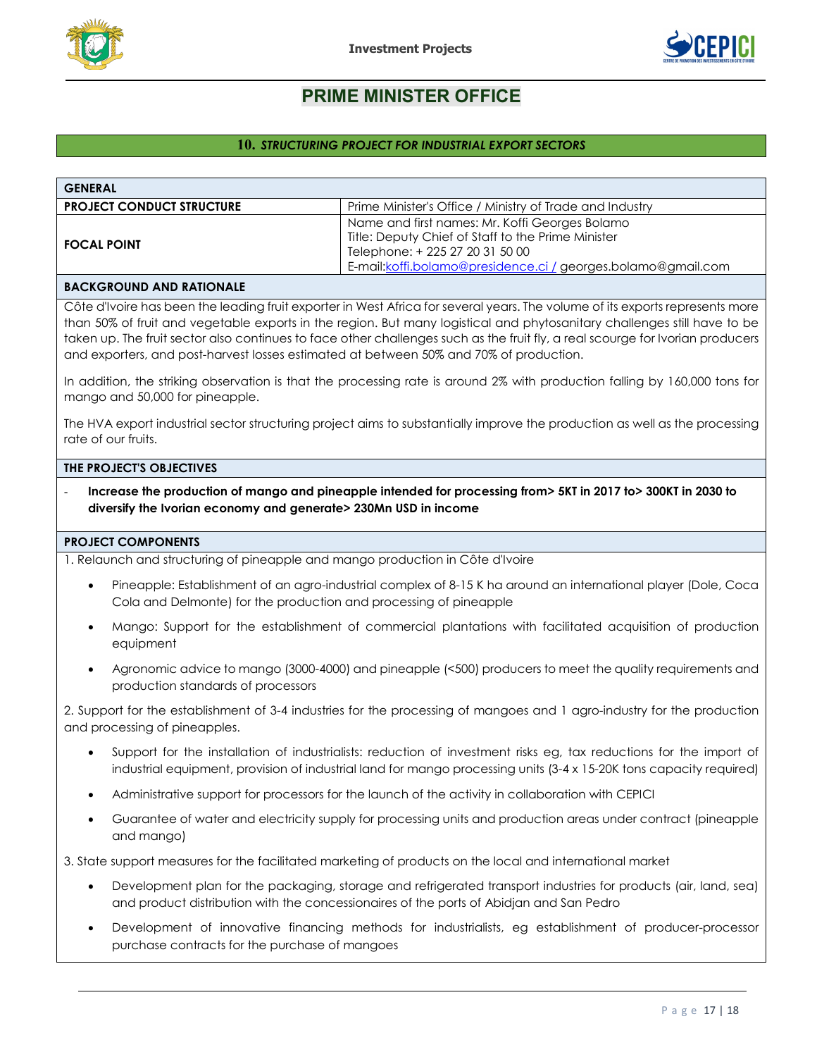# PRIME MINISTER OFFICE

## 10. *STRUCTURING PROJECT FOR INDUSTRIAL EXPORT SECTORS*

| GENERAL | |
|---|---|
| **PROJECT CONDUCT STRUCTURE** | Prime Minister's Office / Ministry of Trade and Industry |
| **FOCAL POINT** | Name and first names: Mr. Koffi Georges Bolamo<br>Title: Deputy Chief of Staff to the Prime Minister<br>Telephone: + 225 27 20 31 50 00<br>E-mail:koffi.bolamo@presidence.ci / georges.bolamo@gmail.com |

### BACKGROUND AND RATIONALE

Côte d'Ivoire has been the leading fruit exporter in West Africa for several years. The volume of its exports represents more than 50% of fruit and vegetable exports in the region. But many logistical and phytosanitary challenges still have to be taken up. The fruit sector also continues to face other challenges such as the fruit fly, a real scourge for Ivorian producers and exporters, and post-harvest losses estimated at between 50% and 70% of production.

In addition, the striking observation is that the processing rate is around 2% with production falling by 160,000 tons for mango and 50,000 for pineapple.

The HVA export industrial sector structuring project aims to substantially improve the production as well as the processing rate of our fruits.

### THE PROJECT'S OBJECTIVES

- **Increase the production of mango and pineapple intended for processing from> 5KT in 2017 to> 300KT in 2030 to diversify the Ivorian economy and generate> 230Mn USD in income**

### PROJECT COMPONENTS

1. Relaunch and structuring of pineapple and mango production in Côte d'Ivoire

- Pineapple: Establishment of an agro-industrial complex of 8-15 K ha around an international player (Dole, Coca Cola and Delmonte) for the production and processing of pineapple
- Mango: Support for the establishment of commercial plantations with facilitated acquisition of production equipment
- Agronomic advice to mango (3000-4000) and pineapple (<500) producers to meet the quality requirements and production standards of processors

2. Support for the establishment of 3-4 industries for the processing of mangoes and 1 agro-industry for the production and processing of pineapples.

- Support for the installation of industrialists: reduction of investment risks eg, tax reductions for the import of industrial equipment, provision of industrial land for mango processing units (3-4 x 15-20K tons capacity required)
- Administrative support for processors for the launch of the activity in collaboration with CEPICI
- Guarantee of water and electricity supply for processing units and production areas under contract (pineapple and mango)

3. State support measures for the facilitated marketing of products on the local and international market

- Development plan for the packaging, storage and refrigerated transport industries for products (air, land, sea) and product distribution with the concessionaires of the ports of Abidjan and San Pedro
- Development of innovative financing methods for industrialists, eg establishment of producer-processor purchase contracts for the purchase of mangoes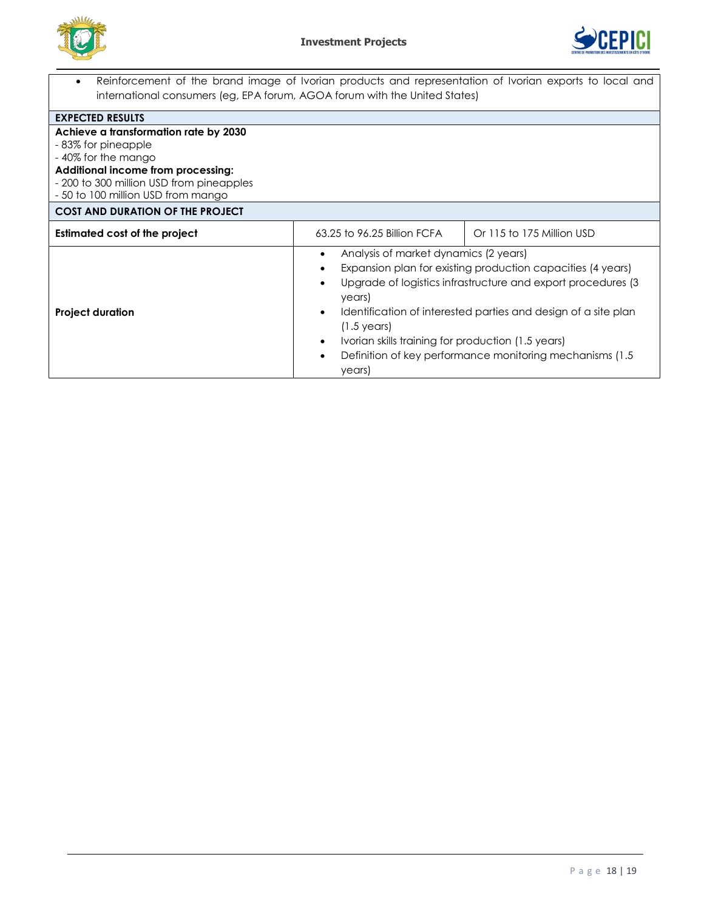- Reinforcement of the brand image of Ivorian products and representation of Ivorian exports to local and international consumers (eg, EPA forum, AGOA forum with the United States)

| **EXPECTED RESULTS** | | |
|---|---|---|
| **Achieve a transformation rate by 2030**<br>- 83% for pineapple<br>- 40% for the mango<br>**Additional income from processing:**<br>- 200 to 300 million USD from pineapples<br>- 50 to 100 million USD from mango | | |
| **COST AND DURATION OF THE PROJECT** | | |
| **Estimated cost of the project** | 63.25 to 96.25 Billion FCFA | Or 115 to 175 Million USD |
| **Project duration** | • Analysis of market dynamics (2 years)<br>• Expansion plan for existing production capacities (4 years)<br>• Upgrade of logistics infrastructure and export procedures (3 years)<br>• Identification of interested parties and design of a site plan (1.5 years)<br>• Ivorian skills training for production (1.5 years)<br>• Definition of key performance monitoring mechanisms (1.5 years) | |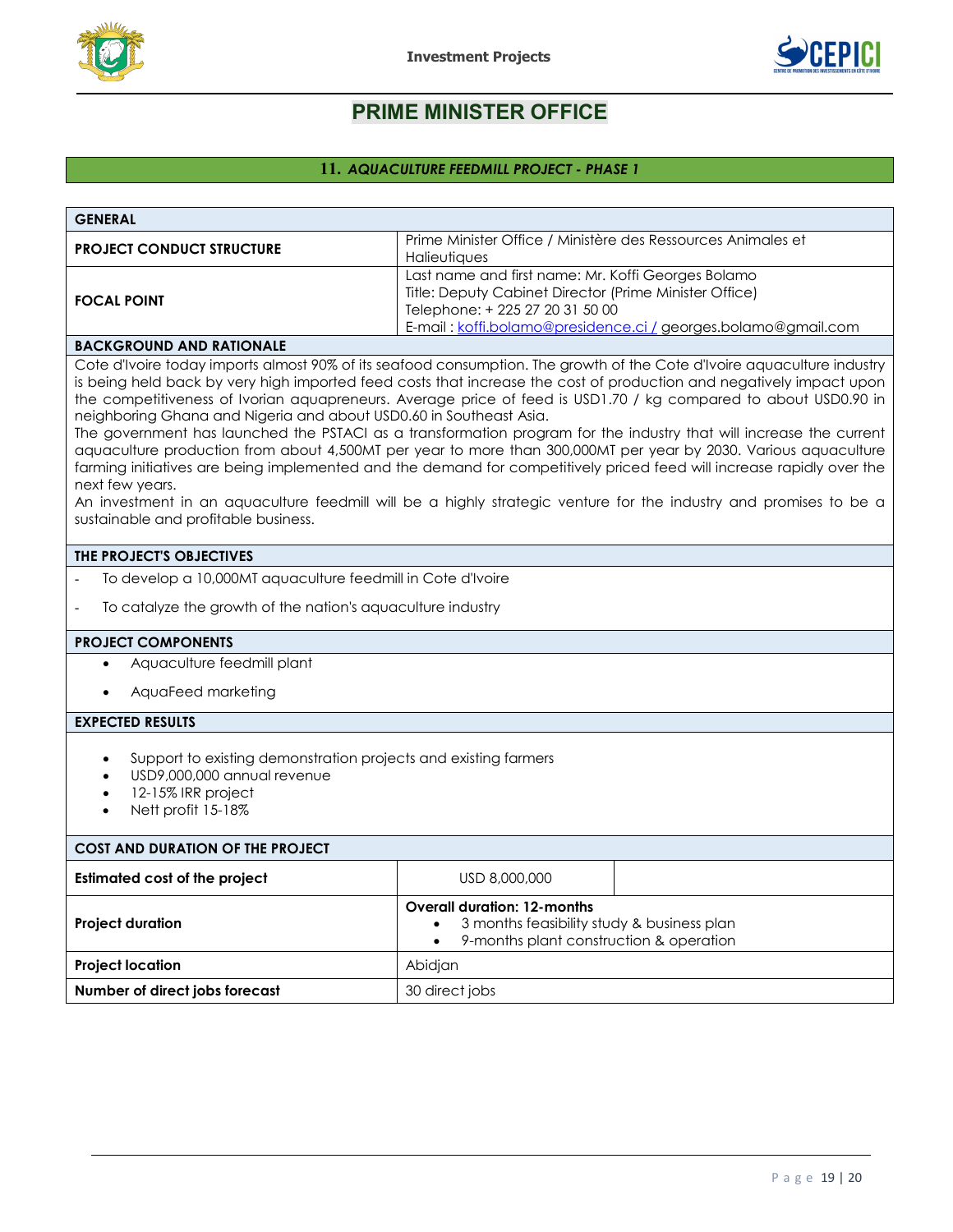# PRIME MINISTER OFFICE

## 11. *AQUACULTURE FEEDMILL PROJECT - PHASE 1*

| GENERAL | |
|---|---|
| **PROJECT CONDUCT STRUCTURE** | Prime Minister Office / Ministère des Ressources Animales et Halieutiques |
| **FOCAL POINT** | Last name and first name: Mr. Koffi Georges Bolamo<br>Title: Deputy Cabinet Director (Prime Minister Office)<br>Telephone: + 225 27 20 31 50 00<br>E-mail : koffi.bolamo@presidence.ci / georges.bolamo@gmail.com |

### BACKGROUND AND RATIONALE

Cote d'Ivoire today imports almost 90% of its seafood consumption. The growth of the Cote d'Ivoire aquaculture industry is being held back by very high imported feed costs that increase the cost of production and negatively impact upon the competitiveness of Ivorian aquapreneurs. Average price of feed is USD1.70 / kg compared to about USD0.90 in neighboring Ghana and Nigeria and about USD0.60 in Southeast Asia.

The government has launched the PSTACI as a transformation program for the industry that will increase the current aquaculture production from about 4,500MT per year to more than 300,000MT per year by 2030. Various aquaculture farming initiatives are being implemented and the demand for competitively priced feed will increase rapidly over the next few years.

An investment in an aquaculture feedmill will be a highly strategic venture for the industry and promises to be a sustainable and profitable business.

### THE PROJECT'S OBJECTIVES

- To develop a 10,000MT aquaculture feedmill in Cote d'Ivoire
- To catalyze the growth of the nation's aquaculture industry

### PROJECT COMPONENTS

- Aquaculture feedmill plant
- AquaFeed marketing

### EXPECTED RESULTS

- Support to existing demonstration projects and existing farmers
- USD9,000,000 annual revenue
- 12-15% IRR project
- Nett profit 15-18%

### COST AND DURATION OF THE PROJECT

| | | |
|---|---|---|
| **Estimated cost of the project** | USD 8,000,000 | |
| **Project duration** | **Overall duration: 12-months**<br>• 3 months feasibility study & business plan<br>• 9-months plant construction & operation | |
| **Project location** | Abidjan | |
| **Number of direct jobs forecast** | 30 direct jobs | |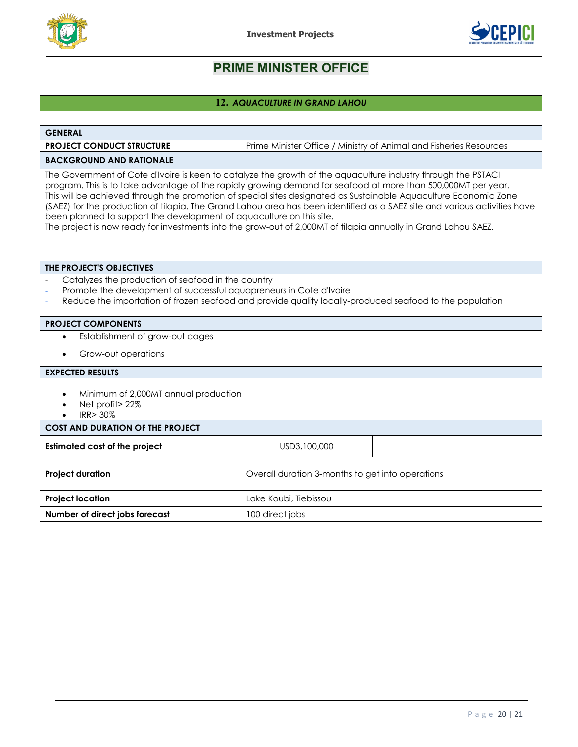# PRIME MINISTER OFFICE

## 12. *AQUACULTURE IN GRAND LAHOU*

| GENERAL | |
|---|---|
| **PROJECT CONDUCT STRUCTURE** | Prime Minister Office / Ministry of Animal and Fisheries Resources |

**BACKGROUND AND RATIONALE**

The Government of Cote d'Ivoire is keen to catalyze the growth of the aquaculture industry through the PSTACI program. This is to take advantage of the rapidly growing demand for seafood at more than 500,000MT per year. This will be achieved through the promotion of special sites designated as Sustainable Aquaculture Economic Zone (SAEZ) for the production of tilapia. The Grand Lahou area has been identified as a SAEZ site and various activities have been planned to support the development of aquaculture on this site.
The project is now ready for investments into the grow-out of 2,000MT of tilapia annually in Grand Lahou SAEZ.

**THE PROJECT'S OBJECTIVES**

- Catalyzes the production of seafood in the country
- Promote the development of successful aquapreneurs in Cote d'Ivoire
- Reduce the importation of frozen seafood and provide quality locally-produced seafood to the population

**PROJECT COMPONENTS**

- Establishment of grow-out cages
- Grow-out operations

**EXPECTED RESULTS**

- Minimum of 2,000MT annual production
- Net profit> 22%
- IRR> 30%

**COST AND DURATION OF THE PROJECT**

| | | |
|---|---|---|
| **Estimated cost of the project** | USD3,100,000 | |
| **Project duration** | Overall duration 3-months to get into operations | |
| **Project location** | Lake Koubi, Tiebissou | |
| **Number of direct jobs forecast** | 100 direct jobs | |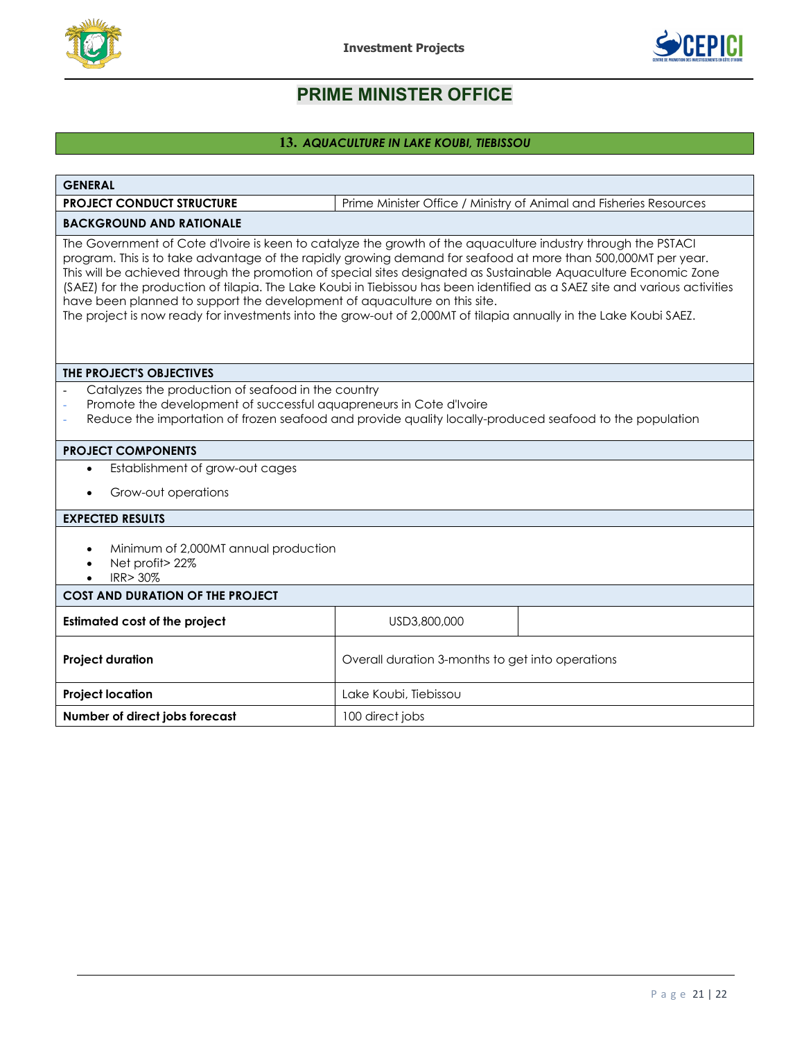# PRIME MINISTER OFFICE

## 13. *AQUACULTURE IN LAKE KOUBI, TIEBISSOU*

| GENERAL | |
|---|---|
| **PROJECT CONDUCT STRUCTURE** | Prime Minister Office / Ministry of Animal and Fisheries Resources |

**BACKGROUND AND RATIONALE**

The Government of Cote d'Ivoire is keen to catalyze the growth of the aquaculture industry through the PSTACI program. This is to take advantage of the rapidly growing demand for seafood at more than 500,000MT per year. This will be achieved through the promotion of special sites designated as Sustainable Aquaculture Economic Zone (SAEZ) for the production of tilapia. The Lake Koubi in Tiebissou has been identified as a SAEZ site and various activities have been planned to support the development of aquaculture on this site.
The project is now ready for investments into the grow-out of 2,000MT of tilapia annually in the Lake Koubi SAEZ.

**THE PROJECT'S OBJECTIVES**

- Catalyzes the production of seafood in the country
- Promote the development of successful aquapreneurs in Cote d'Ivoire
- Reduce the importation of frozen seafood and provide quality locally-produced seafood to the population

**PROJECT COMPONENTS**

- Establishment of grow-out cages
- Grow-out operations

**EXPECTED RESULTS**

- Minimum of 2,000MT annual production
- Net profit> 22%
- IRR> 30%

**COST AND DURATION OF THE PROJECT**

| | | |
|---|---|---|
| **Estimated cost of the project** | USD3,800,000 | |
| **Project duration** | Overall duration 3-months to get into operations | |
| **Project location** | Lake Koubi, Tiebissou | |
| **Number of direct jobs forecast** | 100 direct jobs | |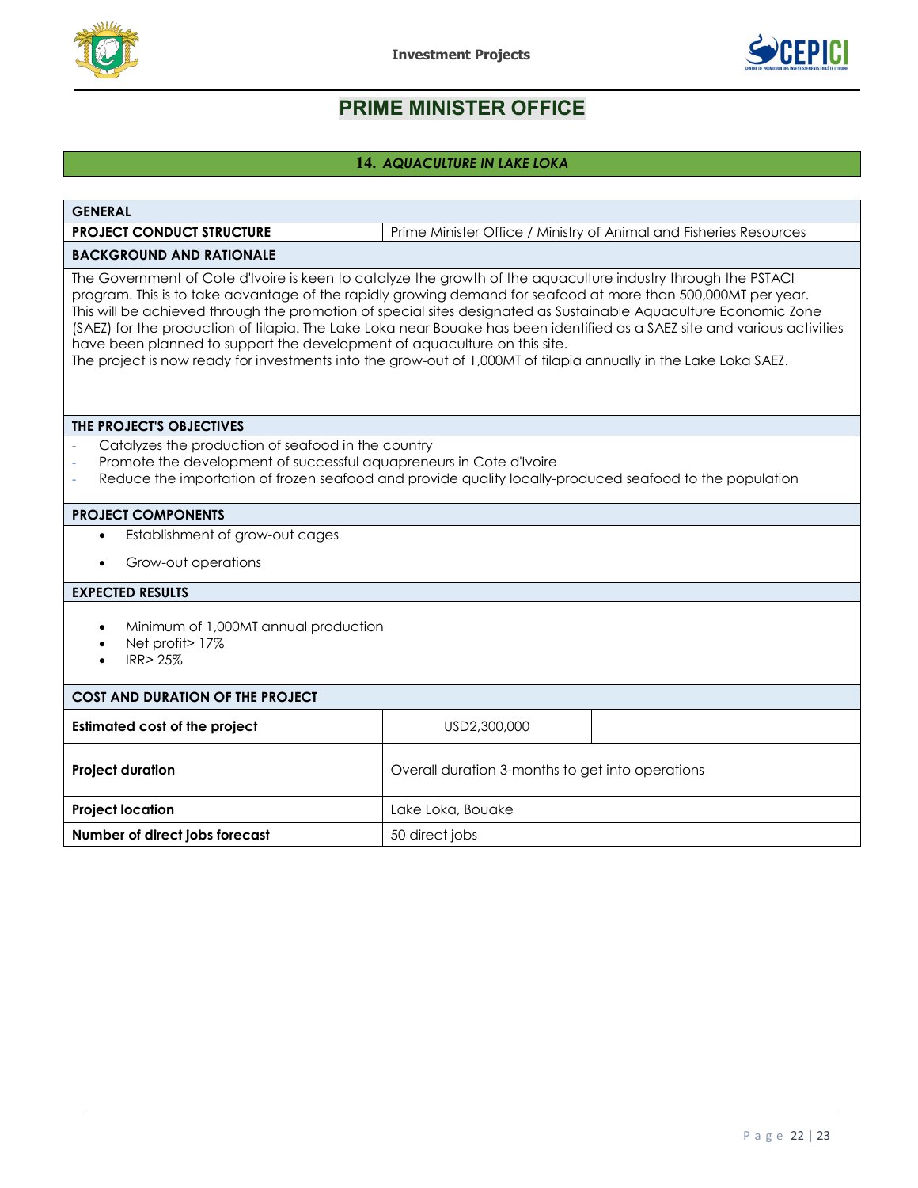# PRIME MINISTER OFFICE

## 14. *AQUACULTURE IN LAKE LOKA*

| GENERAL | |
|---|---|
| **PROJECT CONDUCT STRUCTURE** | Prime Minister Office / Ministry of Animal and Fisheries Resources |

**BACKGROUND AND RATIONALE**

The Government of Cote d'Ivoire is keen to catalyze the growth of the aquaculture industry through the PSTACI program. This is to take advantage of the rapidly growing demand for seafood at more than 500,000MT per year. This will be achieved through the promotion of special sites designated as Sustainable Aquaculture Economic Zone (SAEZ) for the production of tilapia. The Lake Loka near Bouake has been identified as a SAEZ site and various activities have been planned to support the development of aquaculture on this site.
The project is now ready for investments into the grow-out of 1,000MT of tilapia annually in the Lake Loka SAEZ.

**THE PROJECT'S OBJECTIVES**

- Catalyzes the production of seafood in the country
- Promote the development of successful aquapreneurs in Cote d'Ivoire
- Reduce the importation of frozen seafood and provide quality locally-produced seafood to the population

**PROJECT COMPONENTS**

- Establishment of grow-out cages
- Grow-out operations

**EXPECTED RESULTS**

- Minimum of 1,000MT annual production
- Net profit> 17%
- IRR> 25%

**COST AND DURATION OF THE PROJECT**

| | | |
|---|---|---|
| **Estimated cost of the project** | USD2,300,000 | |
| **Project duration** | Overall duration 3-months to get into operations | |
| **Project location** | Lake Loka, Bouake | |
| **Number of direct jobs forecast** | 50 direct jobs | |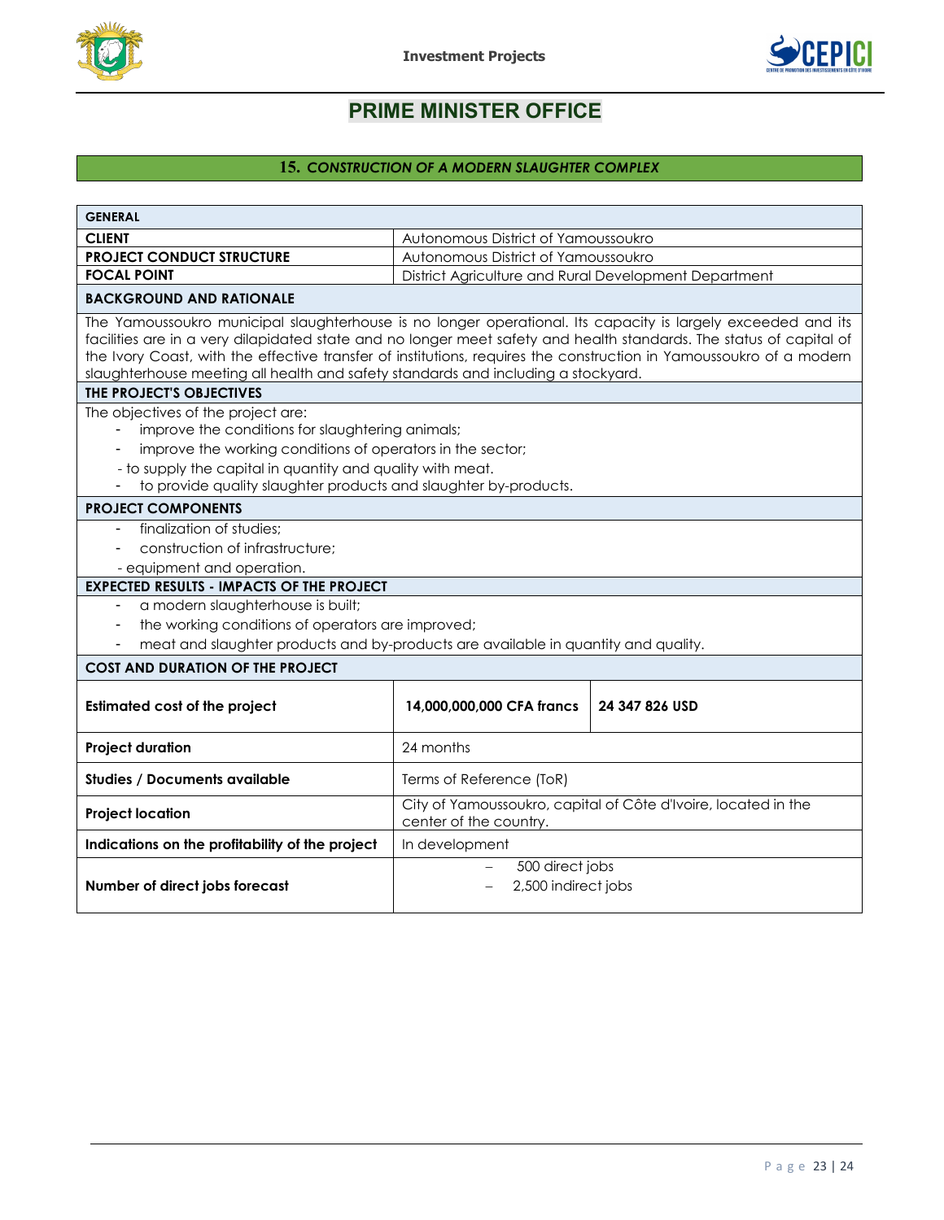## PRIME MINISTER OFFICE

### 15. *CONSTRUCTION OF A MODERN SLAUGHTER COMPLEX*

| **GENERAL** | |
|---|---|
| **CLIENT** | Autonomous District of Yamoussoukro |
| **PROJECT CONDUCT STRUCTURE** | Autonomous District of Yamoussoukro |
| **FOCAL POINT** | District Agriculture and Rural Development Department |

**BACKGROUND AND RATIONALE**

The Yamoussoukro municipal slaughterhouse is no longer operational. Its capacity is largely exceeded and its facilities are in a very dilapidated state and no longer meet safety and health standards. The status of capital of the Ivory Coast, with the effective transfer of institutions, requires the construction in Yamoussoukro of a modern slaughterhouse meeting all health and safety standards and including a stockyard.

**THE PROJECT'S OBJECTIVES**

The objectives of the project are:

- improve the conditions for slaughtering animals;
- improve the working conditions of operators in the sector;
- to supply the capital in quantity and quality with meat.
- to provide quality slaughter products and slaughter by-products.

**PROJECT COMPONENTS**

- finalization of studies;
- construction of infrastructure;
- equipment and operation.

**EXPECTED RESULTS - IMPACTS OF THE PROJECT**

- a modern slaughterhouse is built;
- the working conditions of operators are improved;
- meat and slaughter products and by-products are available in quantity and quality.

**COST AND DURATION OF THE PROJECT**

| | | |
|---|---|---|
| **Estimated cost of the project** | **14,000,000,000 CFA francs** | **24 347 826 USD** |
| **Project duration** | 24 months | |
| **Studies / Documents available** | Terms of Reference (ToR) | |
| **Project location** | City of Yamoussoukro, capital of Côte d'Ivoire, located in the center of the country. | |
| **Indications on the profitability of the project** | In development | |
| **Number of direct jobs forecast** | – 500 direct jobs<br>– 2,500 indirect jobs | |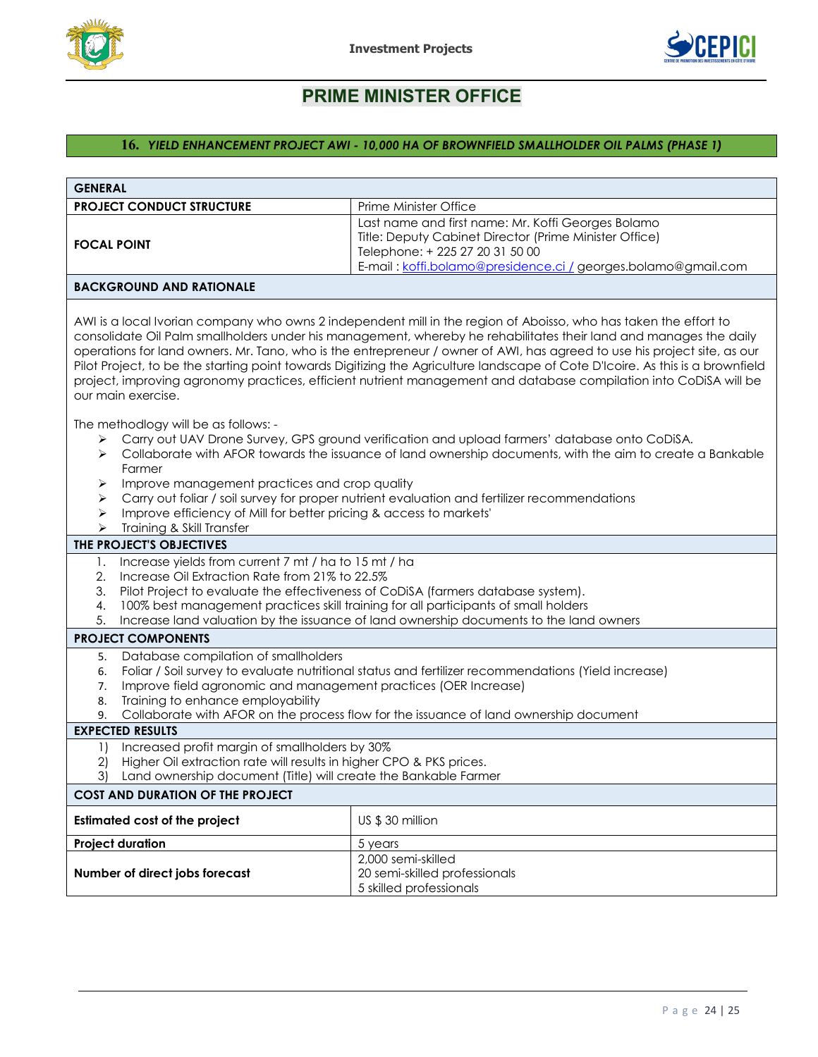# PRIME MINISTER OFFICE

## 16. *YIELD ENHANCEMENT PROJECT AWI - 10,000 HA OF BROWNFIELD SMALLHOLDER OIL PALMS (PHASE 1)*

| **GENERAL** | |
|---|---|
| **PROJECT CONDUCT STRUCTURE** | Prime Minister Office |
| **FOCAL POINT** | Last name and first name: Mr. Koffi Georges Bolamo<br>Title: Deputy Cabinet Director (Prime Minister Office)<br>Telephone: + 225 27 20 31 50 00<br>E-mail : koffi.bolamo@presidence.ci / georges.bolamo@gmail.com |

**BACKGROUND AND RATIONALE**

AWI is a local Ivorian company who owns 2 independent mill in the region of Aboisso, who has taken the effort to consolidate Oil Palm smallholders under his management, whereby he rehabilitates their land and manages the daily operations for land owners. Mr. Tano, who is the entrepreneur / owner of AWI, has agreed to use his project site, as our Pilot Project, to be the starting point towards Digitizing the Agriculture landscape of Cote D'Icoire. As this is a brownfield project, improving agronomy practices, efficient nutrient management and database compilation into CoDiSA will be our main exercise.

The methodlogy will be as follows: -

- Carry out UAV Drone Survey, GPS ground verification and upload farmers' database onto CoDiSA.
- Collaborate with AFOR towards the issuance of land ownership documents, with the aim to create a Bankable Farmer
- Improve management practices and crop quality
- Carry out foliar / soil survey for proper nutrient evaluation and fertilizer recommendations
- Improve efficiency of Mill for better pricing & access to markets'
- Training & Skill Transfer

**THE PROJECT'S OBJECTIVES**

1. Increase yields from current 7 mt / ha to 15 mt / ha
2. Increase Oil Extraction Rate from 21% to 22.5%
3. Pilot Project to evaluate the effectiveness of CoDiSA (farmers database system).
4. 100% best management practices skill training for all participants of small holders
5. Increase land valuation by the issuance of land ownership documents to the land owners

**PROJECT COMPONENTS**

5. Database compilation of smallholders
6. Foliar / Soil survey to evaluate nutritional status and fertilizer recommendations (Yield increase)
7. Improve field agronomic and management practices (OER Increase)
8. Training to enhance employability
9. Collaborate with AFOR on the process flow for the issuance of land ownership document

**EXPECTED RESULTS**

1) Increased profit margin of smallholders by 30%
2) Higher Oil extraction rate will results in higher CPO & PKS prices.
3) Land ownership document (Title) will create the Bankable Farmer

| **COST AND DURATION OF THE PROJECT** | |
|---|---|
| **Estimated cost of the project** | US $ 30 million |
| **Project duration** | 5 years |
| **Number of direct jobs forecast** | 2,000 semi-skilled<br>20 semi-skilled professionals<br>5 skilled professionals |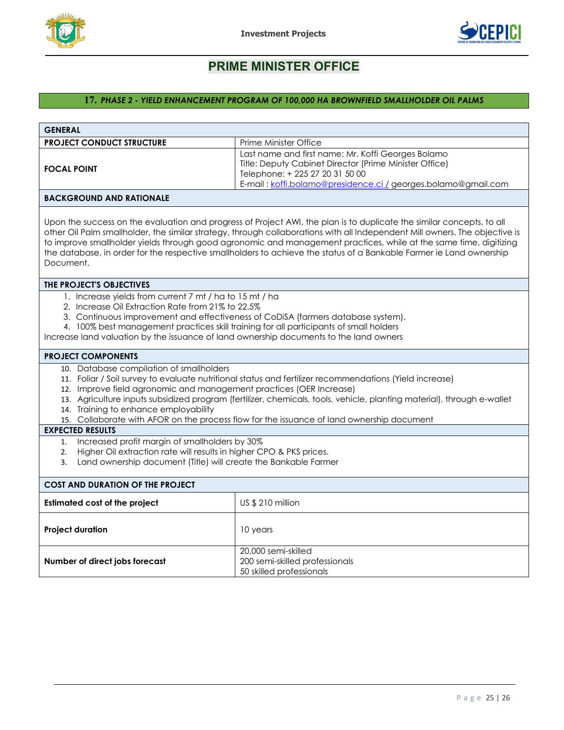# PRIME MINISTER OFFICE

## 17. *PHASE 2 - YIELD ENHANCEMENT PROGRAM OF 100,000 HA BROWNFIELD SMALLHOLDER OIL PALMS*

| GENERAL | |
|---|---|
| **PROJECT CONDUCT STRUCTURE** | Prime Minister Office |
| **FOCAL POINT** | Last name and first name: Mr. Koffi Georges Bolamo<br>Title: Deputy Cabinet Director (Prime Minister Office)<br>Telephone: + 225 27 20 31 50 00<br>E-mail : koffi.bolamo@presidence.ci / georges.bolamo@gmail.com |

**BACKGROUND AND RATIONALE**

Upon the success on the evaluation and progress of Project AWI, the plan is to duplicate the similar concepts, to all other Oil Palm smallholder, the similar strategy, through collaborations with all Independent Mill owners. The objective is to improve smallholder yields through good agronomic and management practices, while at the same time, digitizing the database, in order for the respective smallholders to achieve the status of a Bankable Farmer ie Land ownership Document.

**THE PROJECT'S OBJECTIVES**

1. Increase yields from current 7 mt / ha to 15 mt / ha
2. Increase Oil Extraction Rate from 21% to 22.5%
3. Continuous improvement and effectiveness of CoDiSA (farmers database system).
4. 100% best management practices skill training for all participants of small holders

Increase land valuation by the issuance of land ownership documents to the land owners

**PROJECT COMPONENTS**

10. Database compilation of smallholders
11. Foliar / Soil survey to evaluate nutritional status and fertilizer recommendations (Yield increase)
12. Improve field agronomic and management practices (OER Increase)
13. Agriculture inputs subsidized program (fertilizer, chemicals, tools, vehicle, planting material), through e-wallet
14. Training to enhance employability
15. Collaborate with AFOR on the process flow for the issuance of land ownership document

**EXPECTED RESULTS**

1. Increased profit margin of smallholders by 30%
2. Higher Oil extraction rate will results in higher CPO & PKS prices.
3. Land ownership document (Title) will create the Bankable Farmer

| COST AND DURATION OF THE PROJECT | |
|---|---|
| **Estimated cost of the project** | US $ 210 million |
| **Project duration** | 10 years |
| **Number of direct jobs forecast** | 20,000 semi-skilled<br>200 semi-skilled professionals<br>50 skilled professionals |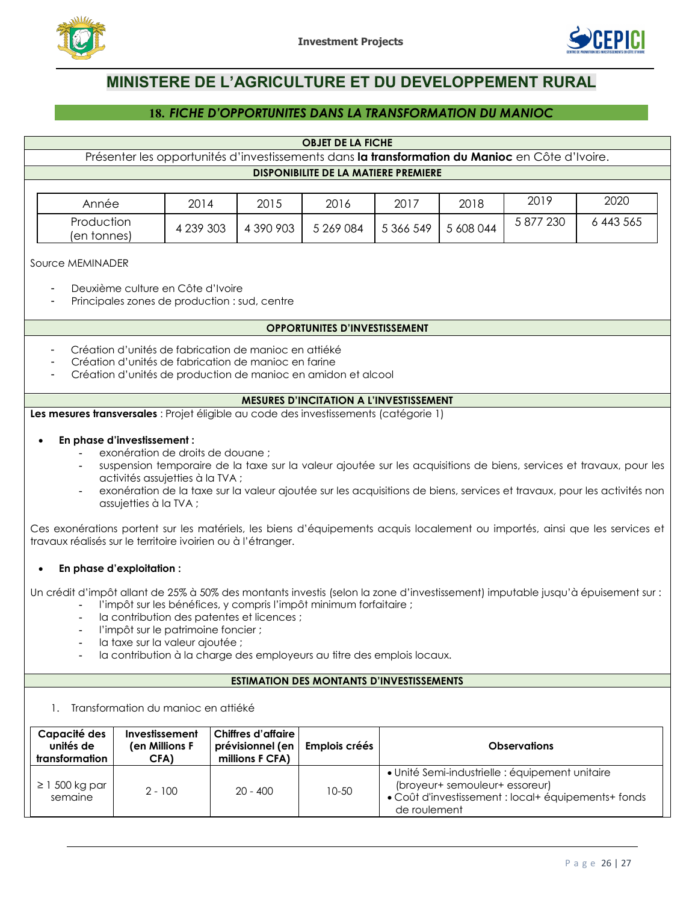# MINISTERE DE L'AGRICULTURE ET DU DEVELOPPEMENT RURAL

## 18. *FICHE D'OPPORTUNITES DANS LA TRANSFORMATION DU MANIOC*

### OBJET DE LA FICHE

Présenter les opportunités d'investissements dans **la transformation du Manioc** en Côte d'Ivoire.

### DISPONIBILITE DE LA MATIERE PREMIERE

| Année | 2014 | 2015 | 2016 | 2017 | 2018 | 2019 | 2020 |
|---|---|---|---|---|---|---|---|
| Production (en tonnes) | 4 239 303 | 4 390 903 | 5 269 084 | 5 366 549 | 5 608 044 | 5 877 230 | 6 443 565 |

Source MEMINADER

- Deuxième culture en Côte d'Ivoire
- Principales zones de production : sud, centre

### OPPORTUNITES D'INVESTISSEMENT

- Création d'unités de fabrication de manioc en attiéké
- Création d'unités de fabrication de manioc en farine
- Création d'unités de production de manioc en amidon et alcool

### MESURES D'INCITATION A L'INVESTISSEMENT

**Les mesures transversales** : Projet éligible au code des investissements (catégorie 1)

- **En phase d'investissement :**
  - exonération de droits de douane ;
  - suspension temporaire de la taxe sur la valeur ajoutée sur les acquisitions de biens, services et travaux, pour les activités assujetties à la TVA ;
  - exonération de la taxe sur la valeur ajoutée sur les acquisitions de biens, services et travaux, pour les activités non assujetties à la TVA ;

Ces exonérations portent sur les matériels, les biens d'équipements acquis localement ou importés, ainsi que les services et travaux réalisés sur le territoire ivoirien ou à l'étranger.

- **En phase d'exploitation :**

Un crédit d'impôt allant de 25% à 50% des montants investis (selon la zone d'investissement) imputable jusqu'à épuisement sur :

- l'impôt sur les bénéfices, y compris l'impôt minimum forfaitaire ;
- la contribution des patentes et licences ;
- l'impôt sur le patrimoine foncier ;
- la taxe sur la valeur ajoutée ;
- la contribution à la charge des employeurs au titre des emplois locaux.

### ESTIMATION DES MONTANTS D'INVESTISSEMENTS

1. Transformation du manioc en attiéké

| Capacité des unités de transformation | Investissement (en Millions F CFA) | Chiffres d'affaire prévisionnel (en millions F CFA) | Emplois créés | Observations |
|---|---|---|---|---|
| ≥ 1 500 kg par semaine | 2 - 100 | 20 - 400 | 10-50 | • Unité Semi-industrielle : équipement unitaire (broyeur+ semouleur+ essoreur)<br>• Coût d'investissement : local+ équipements+ fonds de roulement |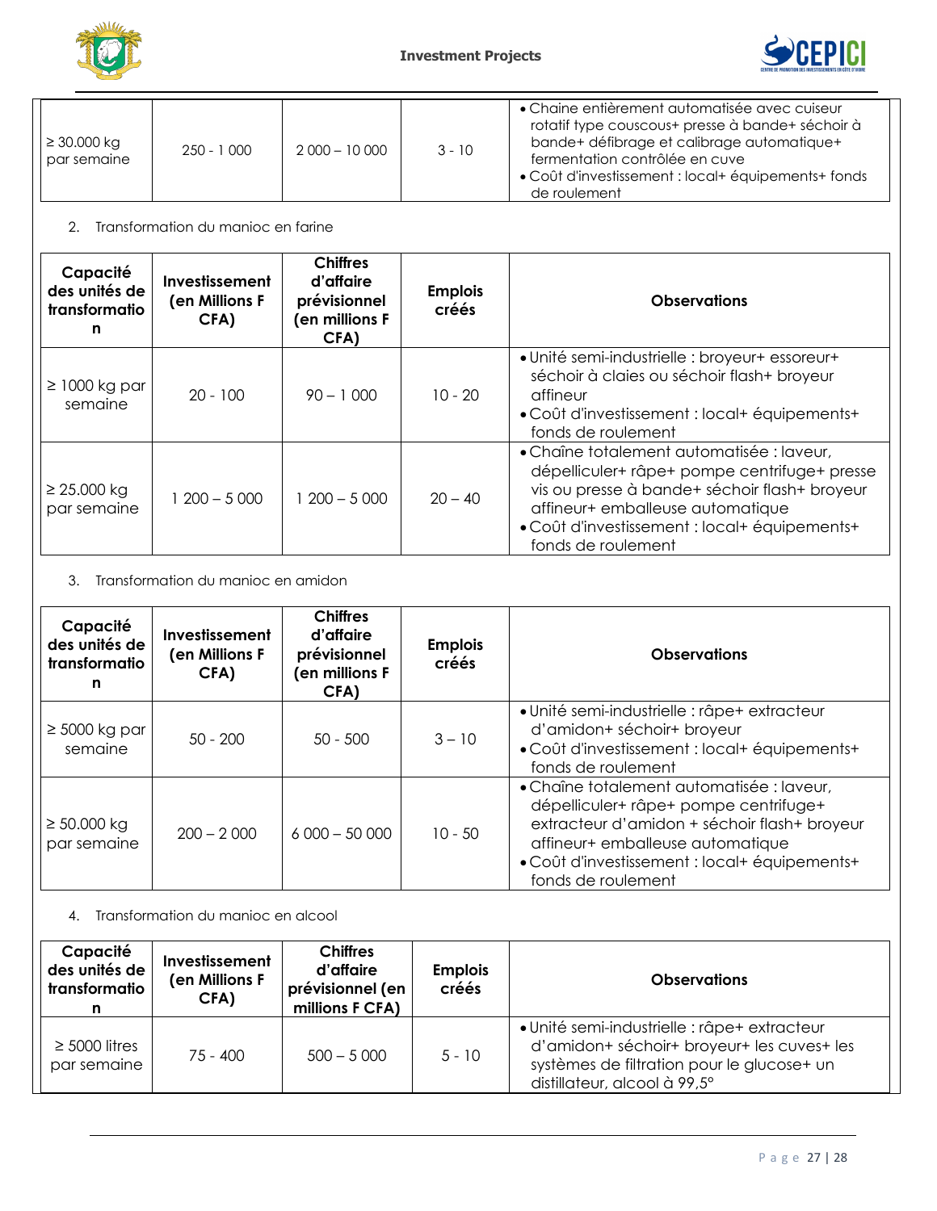| | | | | |
|---|---|---|---|---|
| ≥ 30.000 kg par semaine | 250 - 1 000 | 2 000 – 10 000 | 3 - 10 | • Chaine entièrement automatisée avec cuiseur rotatif type couscous+ presse à bande+ séchoir à bande+ défibrage et calibrage automatique+ fermentation contrôlée en cuve<br>• Coût d'investissement : local+ équipements+ fonds de roulement |

2. Transformation du manioc en farine

| Capacité des unités de transformation | Investissement (en Millions F CFA) | Chiffres d'affaire prévisionnel (en millions F CFA) | Emplois créés | Observations |
|---|---|---|---|---|
| ≥ 1000 kg par semaine | 20 - 100 | 90 – 1 000 | 10 - 20 | • Unité semi-industrielle : broyeur+ essoreur+ séchoir à claies ou séchoir flash+ broyeur affineur<br>• Coût d'investissement : local+ équipements+ fonds de roulement |
| ≥ 25.000 kg par semaine | 1 200 – 5 000 | 1 200 – 5 000 | 20 – 40 | • Chaîne totalement automatisée : laveur, dépelliculer+ râpe+ pompe centrifuge+ presse vis ou presse à bande+ séchoir flash+ broyeur affineur+ emballeuse automatique<br>• Coût d'investissement : local+ équipements+ fonds de roulement |

3. Transformation du manioc en amidon

| Capacité des unités de transformation | Investissement (en Millions F CFA) | Chiffres d'affaire prévisionnel (en millions F CFA) | Emplois créés | Observations |
|---|---|---|---|---|
| ≥ 5000 kg par semaine | 50 - 200 | 50 - 500 | 3 – 10 | • Unité semi-industrielle : râpe+ extracteur d'amidon+ séchoir+ broyeur<br>• Coût d'investissement : local+ équipements+ fonds de roulement |
| ≥ 50.000 kg par semaine | 200 – 2 000 | 6 000 – 50 000 | 10 - 50 | • Chaîne totalement automatisée : laveur, dépelliculer+ râpe+ pompe centrifuge+ extracteur d'amidon + séchoir flash+ broyeur affineur+ emballeuse automatique<br>• Coût d'investissement : local+ équipements+ fonds de roulement |

4. Transformation du manioc en alcool

| Capacité des unités de transformation | Investissement (en Millions F CFA) | Chiffres d'affaire prévisionnel (en millions F CFA) | Emplois créés | Observations |
|---|---|---|---|---|
| ≥ 5000 litres par semaine | 75 - 400 | 500 – 5 000 | 5 - 10 | • Unité semi-industrielle : râpe+ extracteur d'amidon+ séchoir+ broyeur+ les cuves+ les systèmes de filtration pour le glucose+ un distillateur, alcool à 99,5° |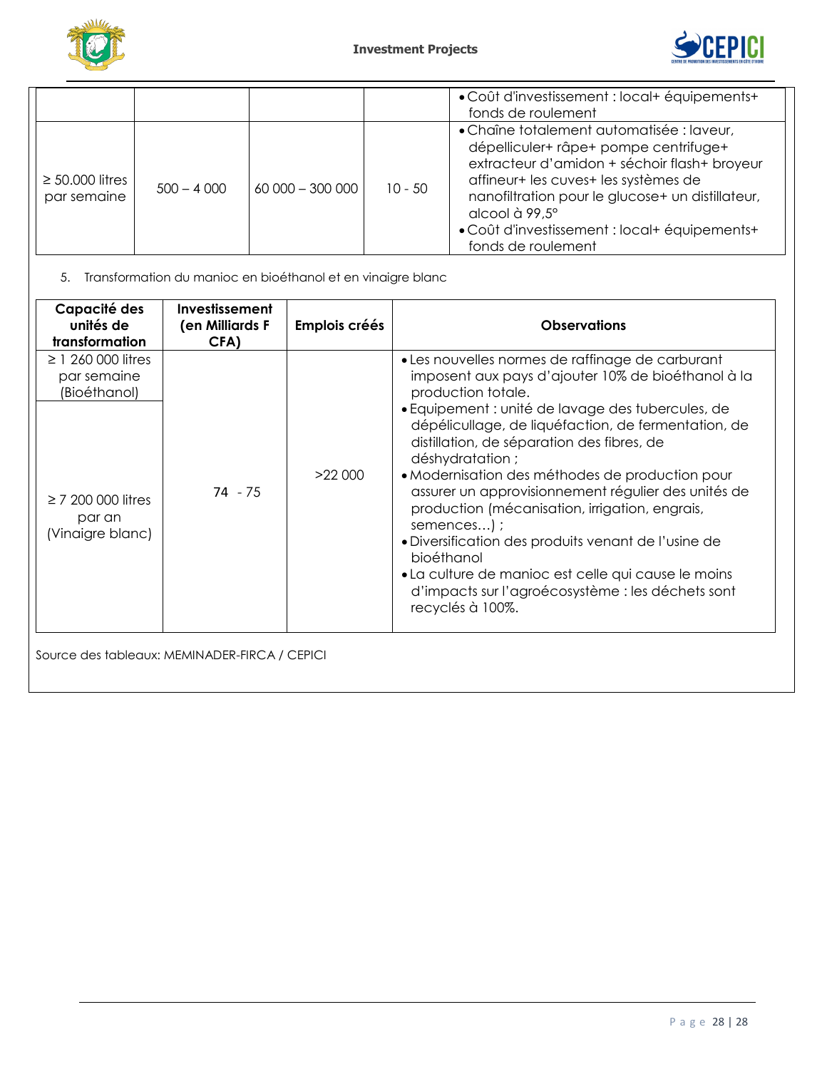| | | | | |
|---|---|---|---|---|
| | | | | • Coût d'investissement : local+ équipements+ fonds de roulement |
| ≥ 50.000 litres par semaine | 500 – 4 000 | 60 000 – 300 000 | 10 - 50 | • Chaîne totalement automatisée : laveur, dépelliculer+ râpe+ pompe centrifuge+ extracteur d'amidon + séchoir flash+ broyeur affineur+ les cuves+ les systèmes de nanofiltration pour le glucose+ un distillateur, alcool à 99,5° <br> • Coût d'investissement : local+ équipements+ fonds de roulement |

5. Transformation du manioc en bioéthanol et en vinaigre blanc

| Capacité des unités de transformation | Investissement (en Milliards F CFA) | Emplois créés | Observations |
|---|---|---|---|
| ≥ 1 260 000 litres par semaine (Bioéthanol) <br> ≥ 7 200 000 litres par an (Vinaigre blanc) | 74 - 75 | >22 000 | • Les nouvelles normes de raffinage de carburant imposent aux pays d'ajouter 10% de bioéthanol à la production totale. <br> • Equipement : unité de lavage des tubercules, de dépélicullage, de liquéfaction, de fermentation, de distillation, de séparation des fibres, de déshydratation ; <br> • Modernisation des méthodes de production pour assurer un approvisionnement régulier des unités de production (mécanisation, irrigation, engrais, semences…) ; <br> • Diversification des produits venant de l'usine de bioéthanol <br> • La culture de manioc est celle qui cause le moins d'impacts sur l'agroécosystème : les déchets sont recyclés à 100%. |

Source des tableaux: MEMINADER-FIRCA / CEPICI